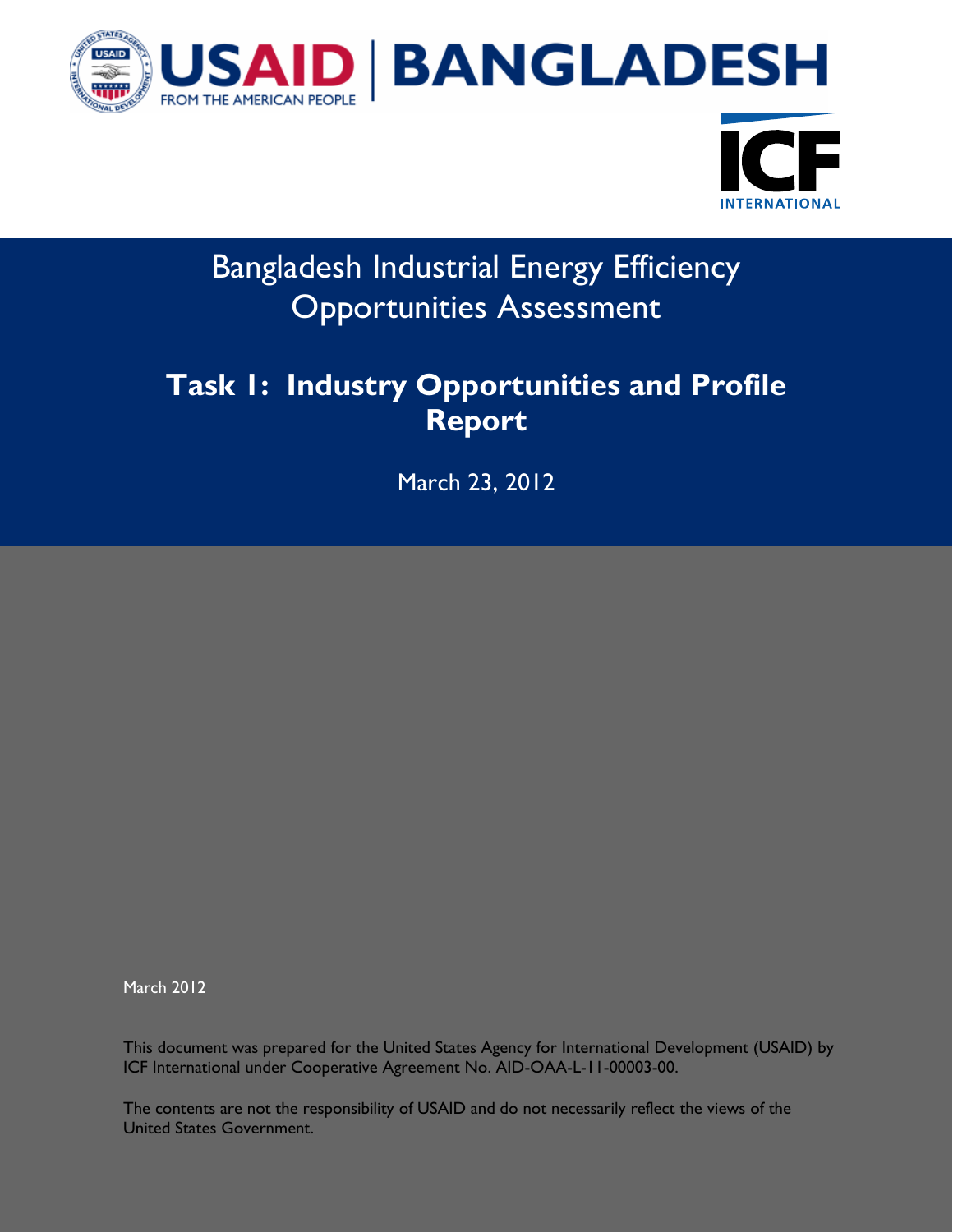USAID | BANGLADESH

FROM THE AMERICAN PEOPLE

ICF INTERNATIONAL

# Bangladesh Industrial Energy Efficiency Opportunities Assessment

## Task 1: Industry Opportunities and Profile Report

March 23, 2012

March 2012

This document was prepared for the United States Agency for International Development (USAID) by ICF International under Cooperative Agreement No. AID-OAA-L-11-00003-00.

The contents are not the responsibility of USAID and do not necessarily reflect the views of the United States Government.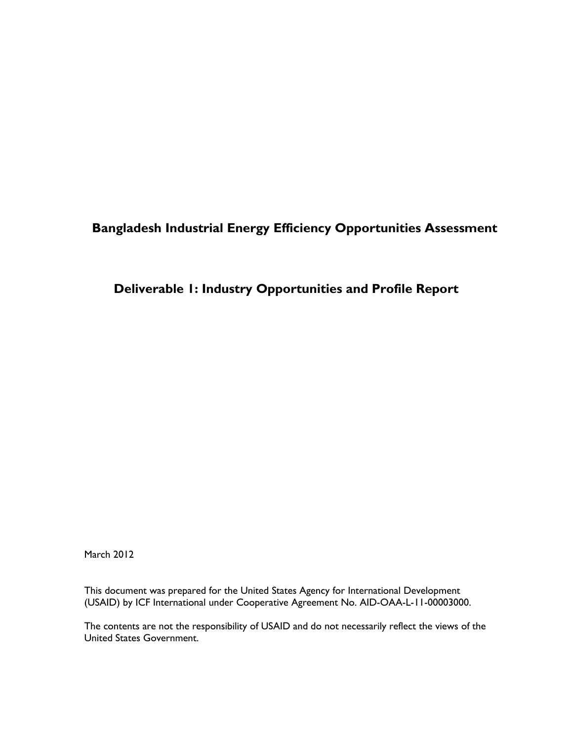# Bangladesh Industrial Energy Efficiency Opportunities Assessment

## Deliverable 1: Industry Opportunities and Profile Report

March 2012

This document was prepared for the United States Agency for International Development (USAID) by ICF International under Cooperative Agreement No. AID-OAA-L-11-00003000.

The contents are not the responsibility of USAID and do not necessarily reflect the views of the United States Government.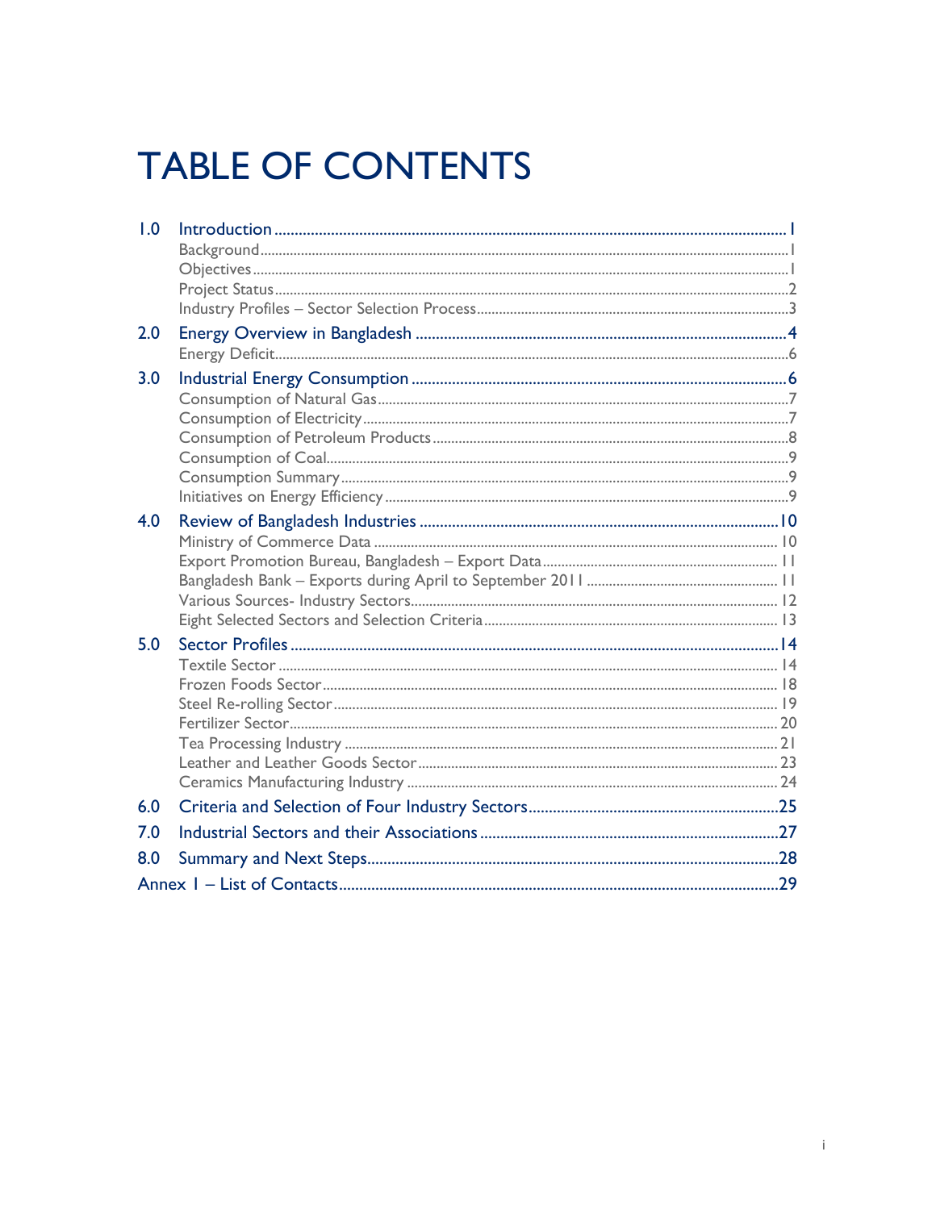# TABLE OF CONTENTS

| | | |
|---|---|---|
| 1.0 | Introduction | 1 |
| | Background | 1 |
| | Objectives | 1 |
| | Project Status | 2 |
| | Industry Profiles – Sector Selection Process | 3 |
| 2.0 | Energy Overview in Bangladesh | 4 |
| | Energy Deficit | 6 |
| 3.0 | Industrial Energy Consumption | 6 |
| | Consumption of Natural Gas | 7 |
| | Consumption of Electricity | 7 |
| | Consumption of Petroleum Products | 8 |
| | Consumption of Coal | 9 |
| | Consumption Summary | 9 |
| | Initiatives on Energy Efficiency | 9 |
| 4.0 | Review of Bangladesh Industries | 10 |
| | Ministry of Commerce Data | 10 |
| | Export Promotion Bureau, Bangladesh – Export Data | 11 |
| | Bangladesh Bank – Exports during April to September 2011 | 11 |
| | Various Sources- Industry Sectors | 12 |
| | Eight Selected Sectors and Selection Criteria | 13 |
| 5.0 | Sector Profiles | 14 |
| | Textile Sector | 14 |
| | Frozen Foods Sector | 18 |
| | Steel Re-rolling Sector | 19 |
| | Fertilizer Sector | 20 |
| | Tea Processing Industry | 21 |
| | Leather and Leather Goods Sector | 23 |
| | Ceramics Manufacturing Industry | 24 |
| 6.0 | Criteria and Selection of Four Industry Sectors | 25 |
| 7.0 | Industrial Sectors and their Associations | 27 |
| 8.0 | Summary and Next Steps | 28 |
| Annex 1 – List of Contacts | | 29 |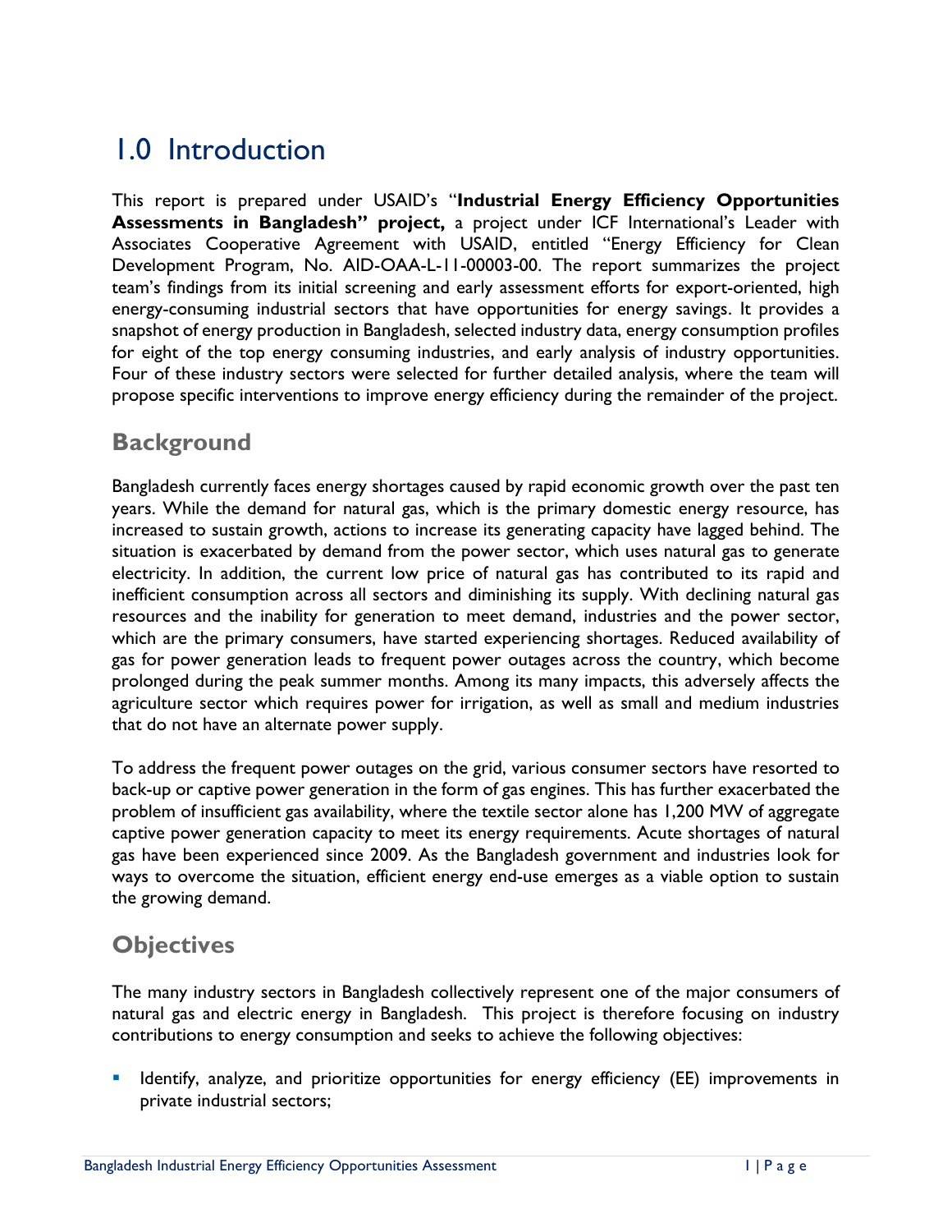# 1.0 Introduction

This report is prepared under USAID's "**Industrial Energy Efficiency Opportunities Assessments in Bangladesh" project,** a project under ICF International's Leader with Associates Cooperative Agreement with USAID, entitled "Energy Efficiency for Clean Development Program, No. AID-OAA-L-11-00003-00. The report summarizes the project team's findings from its initial screening and early assessment efforts for export-oriented, high energy-consuming industrial sectors that have opportunities for energy savings. It provides a snapshot of energy production in Bangladesh, selected industry data, energy consumption profiles for eight of the top energy consuming industries, and early analysis of industry opportunities. Four of these industry sectors were selected for further detailed analysis, where the team will propose specific interventions to improve energy efficiency during the remainder of the project.

## Background

Bangladesh currently faces energy shortages caused by rapid economic growth over the past ten years. While the demand for natural gas, which is the primary domestic energy resource, has increased to sustain growth, actions to increase its generating capacity have lagged behind. The situation is exacerbated by demand from the power sector, which uses natural gas to generate electricity. In addition, the current low price of natural gas has contributed to its rapid and inefficient consumption across all sectors and diminishing its supply. With declining natural gas resources and the inability for generation to meet demand, industries and the power sector, which are the primary consumers, have started experiencing shortages. Reduced availability of gas for power generation leads to frequent power outages across the country, which become prolonged during the peak summer months. Among its many impacts, this adversely affects the agriculture sector which requires power for irrigation, as well as small and medium industries that do not have an alternate power supply.

To address the frequent power outages on the grid, various consumer sectors have resorted to back-up or captive power generation in the form of gas engines. This has further exacerbated the problem of insufficient gas availability, where the textile sector alone has 1,200 MW of aggregate captive power generation capacity to meet its energy requirements. Acute shortages of natural gas have been experienced since 2009. As the Bangladesh government and industries look for ways to overcome the situation, efficient energy end-use emerges as a viable option to sustain the growing demand.

## Objectives

The many industry sectors in Bangladesh collectively represent one of the major consumers of natural gas and electric energy in Bangladesh. This project is therefore focusing on industry contributions to energy consumption and seeks to achieve the following objectives:

- Identify, analyze, and prioritize opportunities for energy efficiency (EE) improvements in private industrial sectors;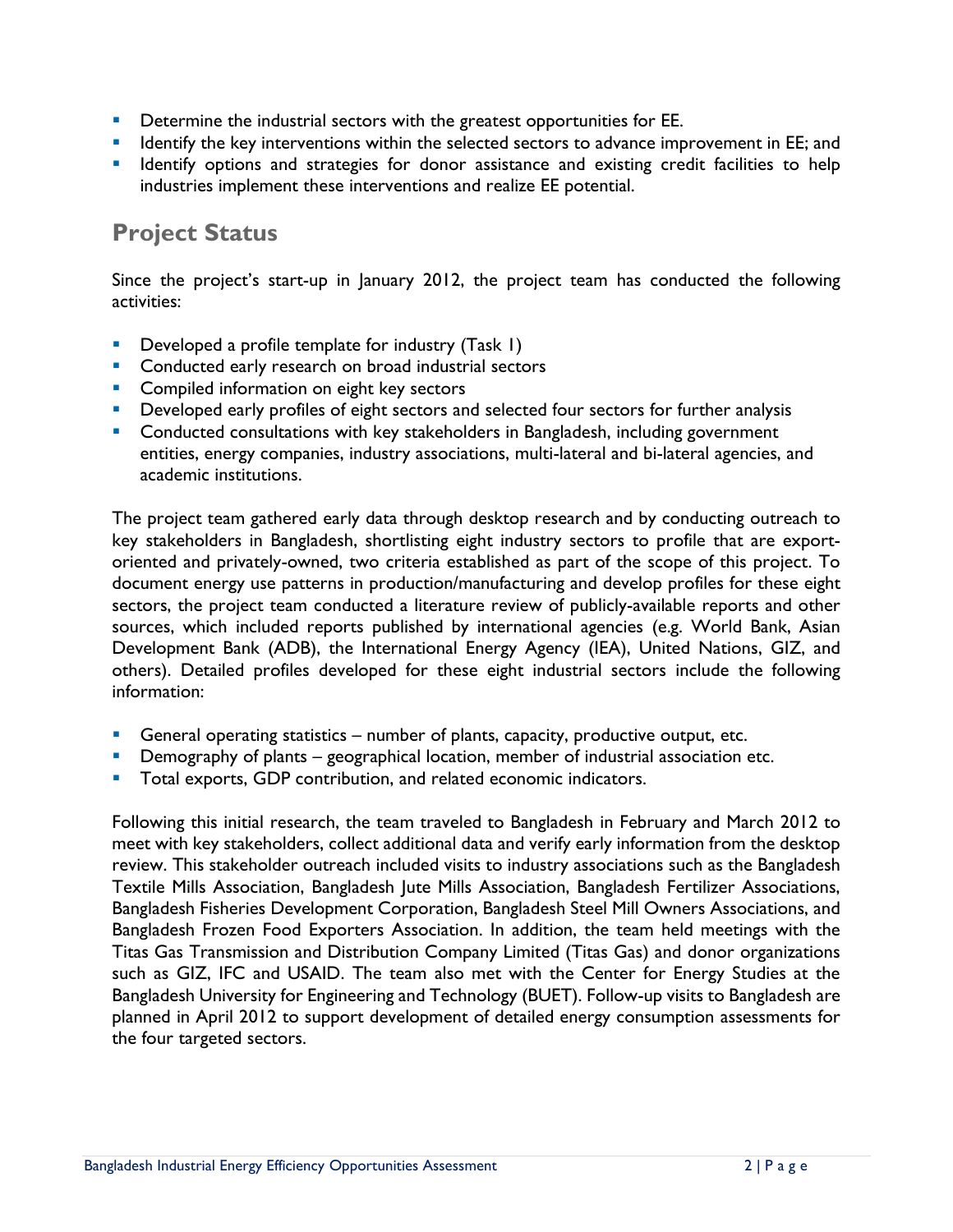- Determine the industrial sectors with the greatest opportunities for EE.
- Identify the key interventions within the selected sectors to advance improvement in EE; and
- Identify options and strategies for donor assistance and existing credit facilities to help industries implement these interventions and realize EE potential.

## Project Status

Since the project's start-up in January 2012, the project team has conducted the following activities:

- Developed a profile template for industry (Task 1)
- Conducted early research on broad industrial sectors
- Compiled information on eight key sectors
- Developed early profiles of eight sectors and selected four sectors for further analysis
- Conducted consultations with key stakeholders in Bangladesh, including government entities, energy companies, industry associations, multi-lateral and bi-lateral agencies, and academic institutions.

The project team gathered early data through desktop research and by conducting outreach to key stakeholders in Bangladesh, shortlisting eight industry sectors to profile that are export-oriented and privately-owned, two criteria established as part of the scope of this project. To document energy use patterns in production/manufacturing and develop profiles for these eight sectors, the project team conducted a literature review of publicly-available reports and other sources, which included reports published by international agencies (e.g. World Bank, Asian Development Bank (ADB), the International Energy Agency (IEA), United Nations, GIZ, and others). Detailed profiles developed for these eight industrial sectors include the following information:

- General operating statistics – number of plants, capacity, productive output, etc.
- Demography of plants – geographical location, member of industrial association etc.
- Total exports, GDP contribution, and related economic indicators.

Following this initial research, the team traveled to Bangladesh in February and March 2012 to meet with key stakeholders, collect additional data and verify early information from the desktop review. This stakeholder outreach included visits to industry associations such as the Bangladesh Textile Mills Association, Bangladesh Jute Mills Association, Bangladesh Fertilizer Associations, Bangladesh Fisheries Development Corporation, Bangladesh Steel Mill Owners Associations, and Bangladesh Frozen Food Exporters Association. In addition, the team held meetings with the Titas Gas Transmission and Distribution Company Limited (Titas Gas) and donor organizations such as GIZ, IFC and USAID. The team also met with the Center for Energy Studies at the Bangladesh University for Engineering and Technology (BUET). Follow-up visits to Bangladesh are planned in April 2012 to support development of detailed energy consumption assessments for the four targeted sectors.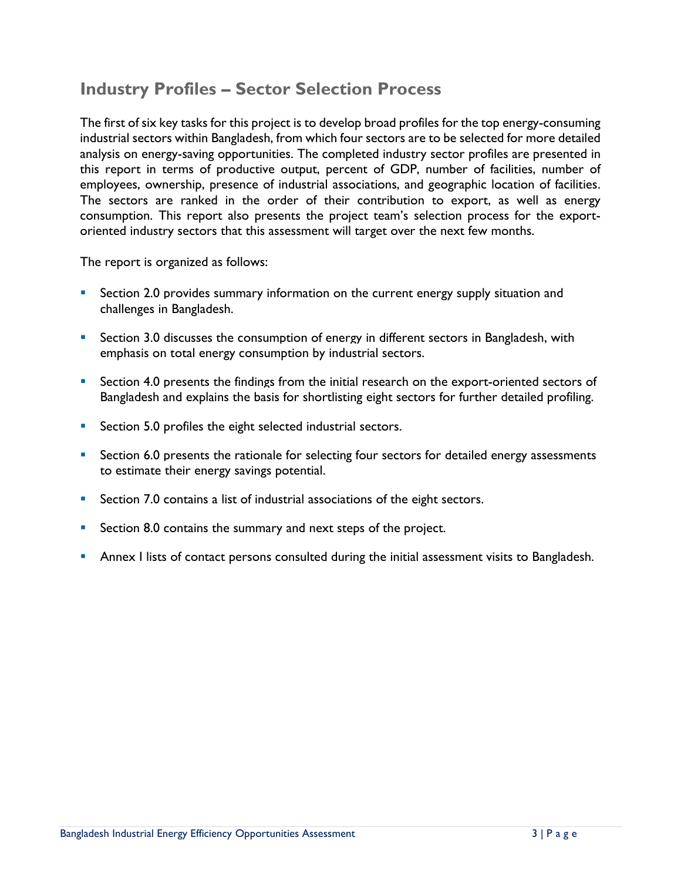## Industry Profiles – Sector Selection Process

The first of six key tasks for this project is to develop broad profiles for the top energy-consuming industrial sectors within Bangladesh, from which four sectors are to be selected for more detailed analysis on energy-saving opportunities. The completed industry sector profiles are presented in this report in terms of productive output, percent of GDP, number of facilities, number of employees, ownership, presence of industrial associations, and geographic location of facilities. The sectors are ranked in the order of their contribution to export, as well as energy consumption. This report also presents the project team's selection process for the export-oriented industry sectors that this assessment will target over the next few months.

The report is organized as follows:

- Section 2.0 provides summary information on the current energy supply situation and challenges in Bangladesh.
- Section 3.0 discusses the consumption of energy in different sectors in Bangladesh, with emphasis on total energy consumption by industrial sectors.
- Section 4.0 presents the findings from the initial research on the export-oriented sectors of Bangladesh and explains the basis for shortlisting eight sectors for further detailed profiling.
- Section 5.0 profiles the eight selected industrial sectors.
- Section 6.0 presents the rationale for selecting four sectors for detailed energy assessments to estimate their energy savings potential.
- Section 7.0 contains a list of industrial associations of the eight sectors.
- Section 8.0 contains the summary and next steps of the project.
- Annex I lists of contact persons consulted during the initial assessment visits to Bangladesh.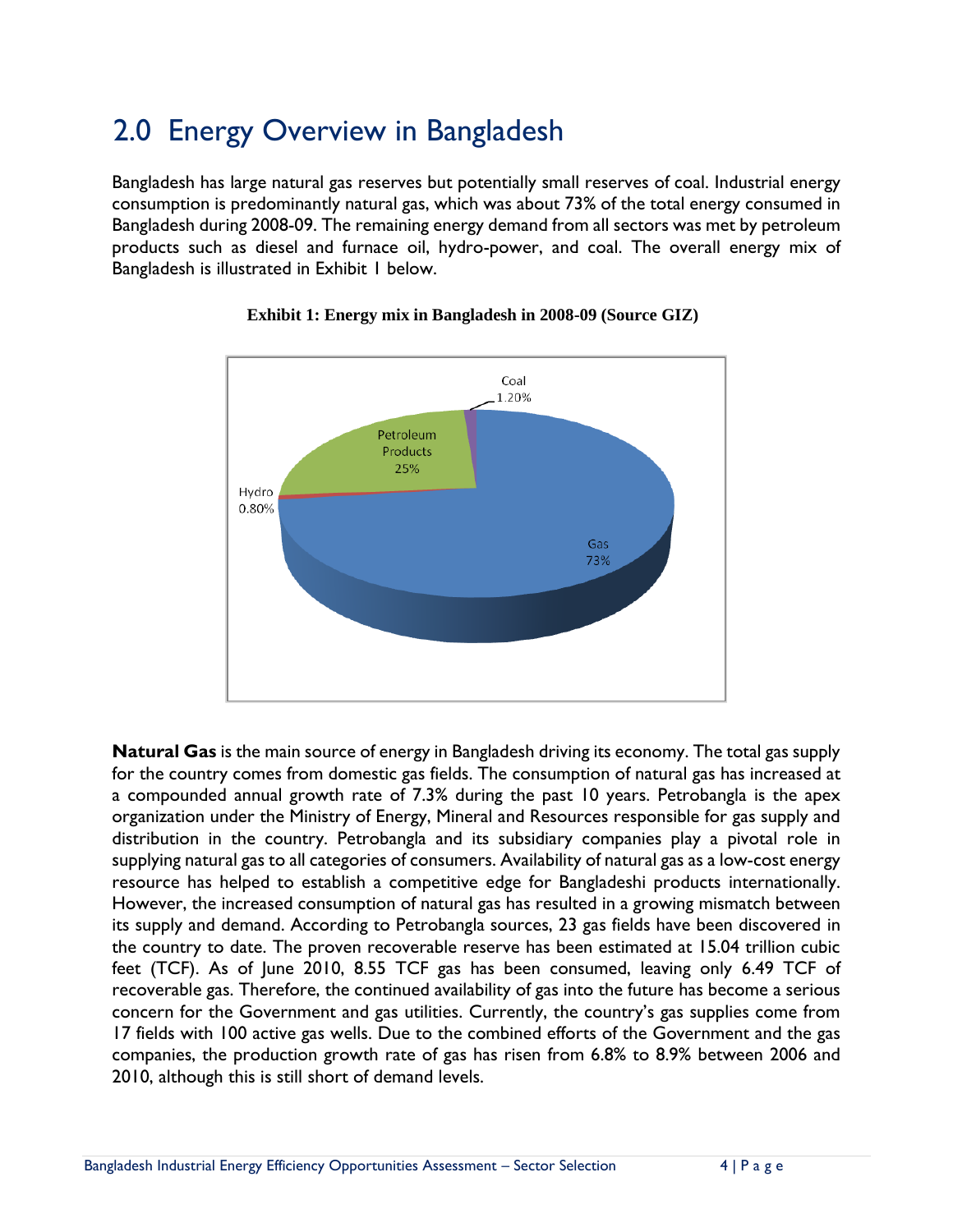# 2.0 Energy Overview in Bangladesh

Bangladesh has large natural gas reserves but potentially small reserves of coal. Industrial energy consumption is predominantly natural gas, which was about 73% of the total energy consumed in Bangladesh during 2008-09. The remaining energy demand from all sectors was met by petroleum products such as diesel and furnace oil, hydro-power, and coal. The overall energy mix of Bangladesh is illustrated in Exhibit 1 below.

**Exhibit 1: Energy mix in Bangladesh in 2008-09 (Source GIZ)**

| Source | Share |
|---|---|
| Gas | 73% |
| Petroleum Products | 25% |
| Coal | 1.20% |
| Hydro | 0.80% |

**Natural Gas** is the main source of energy in Bangladesh driving its economy. The total gas supply for the country comes from domestic gas fields. The consumption of natural gas has increased at a compounded annual growth rate of 7.3% during the past 10 years. Petrobangla is the apex organization under the Ministry of Energy, Mineral and Resources responsible for gas supply and distribution in the country. Petrobangla and its subsidiary companies play a pivotal role in supplying natural gas to all categories of consumers. Availability of natural gas as a low-cost energy resource has helped to establish a competitive edge for Bangladeshi products internationally. However, the increased consumption of natural gas has resulted in a growing mismatch between its supply and demand. According to Petrobangla sources, 23 gas fields have been discovered in the country to date. The proven recoverable reserve has been estimated at 15.04 trillion cubic feet (TCF). As of June 2010, 8.55 TCF gas has been consumed, leaving only 6.49 TCF of recoverable gas. Therefore, the continued availability of gas into the future has become a serious concern for the Government and gas utilities. Currently, the country's gas supplies come from 17 fields with 100 active gas wells. Due to the combined efforts of the Government and the gas companies, the production growth rate of gas has risen from 6.8% to 8.9% between 2006 and 2010, although this is still short of demand levels.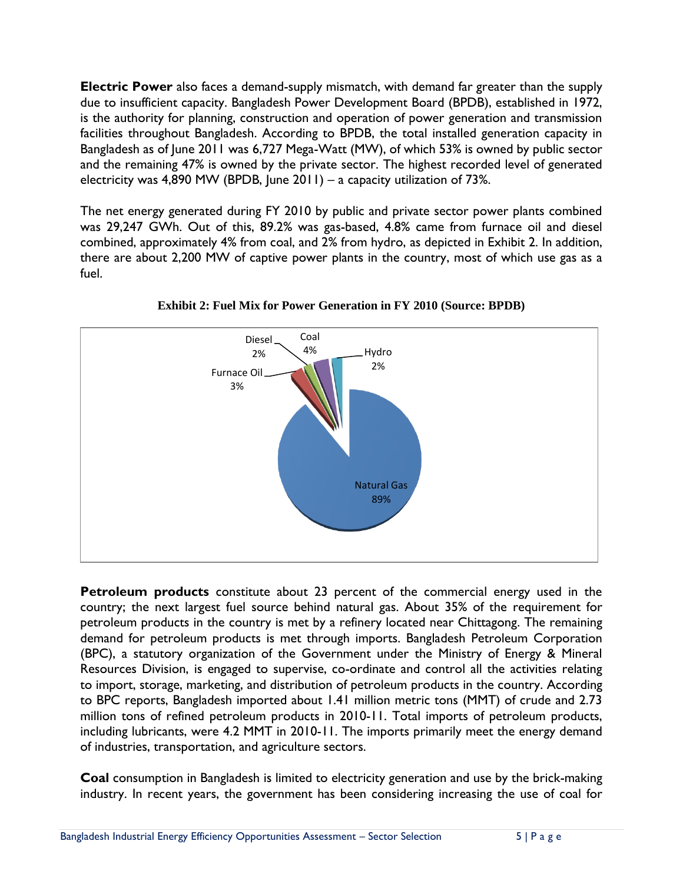**Electric Power** also faces a demand-supply mismatch, with demand far greater than the supply due to insufficient capacity. Bangladesh Power Development Board (BPDB), established in 1972, is the authority for planning, construction and operation of power generation and transmission facilities throughout Bangladesh. According to BPDB, the total installed generation capacity in Bangladesh as of June 2011 was 6,727 Mega-Watt (MW), of which 53% is owned by public sector and the remaining 47% is owned by the private sector. The highest recorded level of generated electricity was 4,890 MW (BPDB, June 2011) – a capacity utilization of 73%.

The net energy generated during FY 2010 by public and private sector power plants combined was 29,247 GWh. Out of this, 89.2% was gas-based, 4.8% came from furnace oil and diesel combined, approximately 4% from coal, and 2% from hydro, as depicted in Exhibit 2. In addition, there are about 2,200 MW of captive power plants in the country, most of which use gas as a fuel.

**Exhibit 2: Fuel Mix for Power Generation in FY 2010 (Source: BPDB)**

| Fuel | Share |
|---|---|
| Natural Gas | 89% |
| Furnace Oil | 3% |
| Diesel | 2% |
| Coal | 4% |
| Hydro | 2% |

**Petroleum products** constitute about 23 percent of the commercial energy used in the country; the next largest fuel source behind natural gas. About 35% of the requirement for petroleum products in the country is met by a refinery located near Chittagong. The remaining demand for petroleum products is met through imports. Bangladesh Petroleum Corporation (BPC), a statutory organization of the Government under the Ministry of Energy & Mineral Resources Division, is engaged to supervise, co-ordinate and control all the activities relating to import, storage, marketing, and distribution of petroleum products in the country. According to BPC reports, Bangladesh imported about 1.41 million metric tons (MMT) of crude and 2.73 million tons of refined petroleum products in 2010-11. Total imports of petroleum products, including lubricants, were 4.2 MMT in 2010-11. The imports primarily meet the energy demand of industries, transportation, and agriculture sectors.

**Coal** consumption in Bangladesh is limited to electricity generation and use by the brick-making industry. In recent years, the government has been considering increasing the use of coal for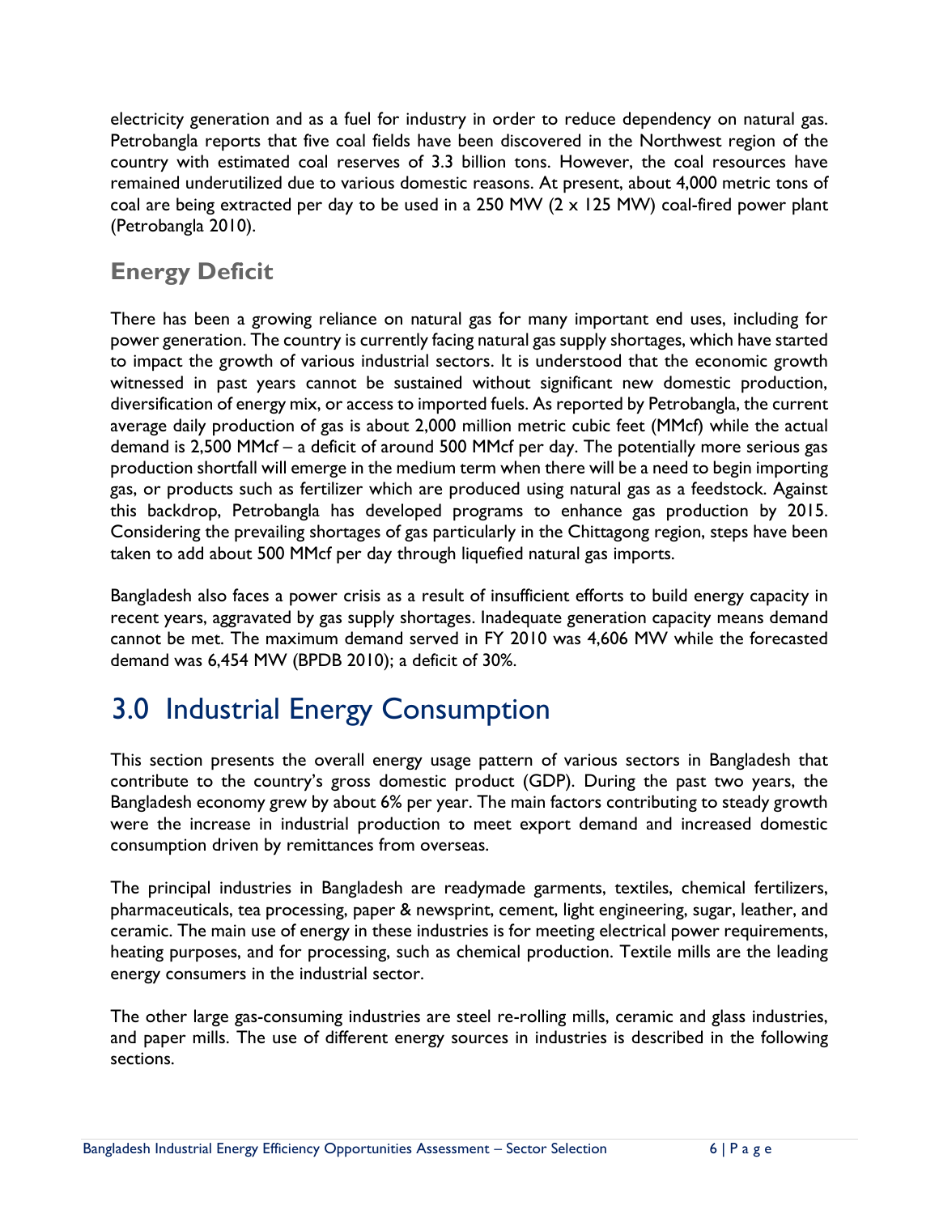electricity generation and as a fuel for industry in order to reduce dependency on natural gas. Petrobangla reports that five coal fields have been discovered in the Northwest region of the country with estimated coal reserves of 3.3 billion tons. However, the coal resources have remained underutilized due to various domestic reasons. At present, about 4,000 metric tons of coal are being extracted per day to be used in a 250 MW (2 x 125 MW) coal-fired power plant (Petrobangla 2010).

## Energy Deficit

There has been a growing reliance on natural gas for many important end uses, including for power generation. The country is currently facing natural gas supply shortages, which have started to impact the growth of various industrial sectors. It is understood that the economic growth witnessed in past years cannot be sustained without significant new domestic production, diversification of energy mix, or access to imported fuels. As reported by Petrobangla, the current average daily production of gas is about 2,000 million metric cubic feet (MMcf) while the actual demand is 2,500 MMcf – a deficit of around 500 MMcf per day. The potentially more serious gas production shortfall will emerge in the medium term when there will be a need to begin importing gas, or products such as fertilizer which are produced using natural gas as a feedstock. Against this backdrop, Petrobangla has developed programs to enhance gas production by 2015. Considering the prevailing shortages of gas particularly in the Chittagong region, steps have been taken to add about 500 MMcf per day through liquefied natural gas imports.

Bangladesh also faces a power crisis as a result of insufficient efforts to build energy capacity in recent years, aggravated by gas supply shortages. Inadequate generation capacity means demand cannot be met. The maximum demand served in FY 2010 was 4,606 MW while the forecasted demand was 6,454 MW (BPDB 2010); a deficit of 30%.

# 3.0 Industrial Energy Consumption

This section presents the overall energy usage pattern of various sectors in Bangladesh that contribute to the country's gross domestic product (GDP). During the past two years, the Bangladesh economy grew by about 6% per year. The main factors contributing to steady growth were the increase in industrial production to meet export demand and increased domestic consumption driven by remittances from overseas.

The principal industries in Bangladesh are readymade garments, textiles, chemical fertilizers, pharmaceuticals, tea processing, paper & newsprint, cement, light engineering, sugar, leather, and ceramic. The main use of energy in these industries is for meeting electrical power requirements, heating purposes, and for processing, such as chemical production. Textile mills are the leading energy consumers in the industrial sector.

The other large gas-consuming industries are steel re-rolling mills, ceramic and glass industries, and paper mills. The use of different energy sources in industries is described in the following sections.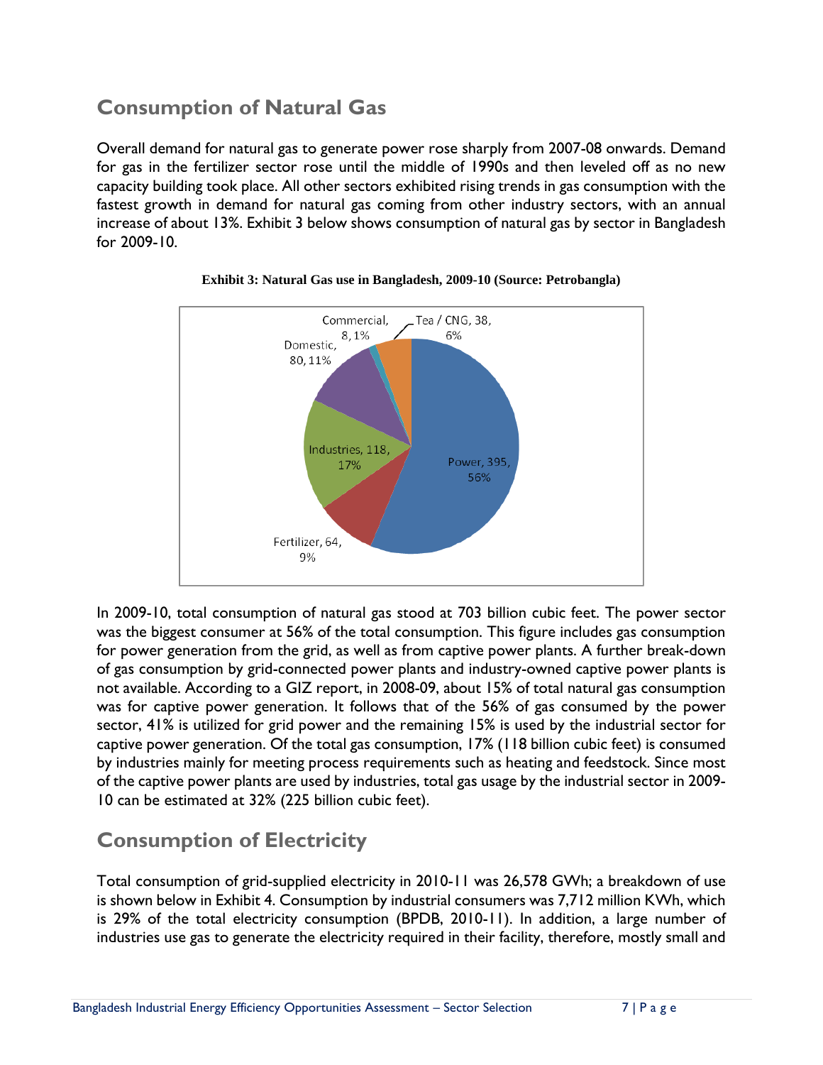## Consumption of Natural Gas

Overall demand for natural gas to generate power rose sharply from 2007-08 onwards. Demand for gas in the fertilizer sector rose until the middle of 1990s and then leveled off as no new capacity building took place. All other sectors exhibited rising trends in gas consumption with the fastest growth in demand for natural gas coming from other industry sectors, with an annual increase of about 13%. Exhibit 3 below shows consumption of natural gas by sector in Bangladesh for 2009-10.

**Exhibit 3: Natural Gas use in Bangladesh, 2009-10 (Source: Petrobangla)**

| Sector | Consumption | Share |
|---|---|---|
| Power | 395 | 56% |
| Industries | 118 | 17% |
| Domestic | 80 | 11% |
| Fertilizer | 64 | 9% |
| Tea / CNG | 38 | 6% |
| Commercial | 8 | 1% |

In 2009-10, total consumption of natural gas stood at 703 billion cubic feet. The power sector was the biggest consumer at 56% of the total consumption. This figure includes gas consumption for power generation from the grid, as well as from captive power plants. A further break-down of gas consumption by grid-connected power plants and industry-owned captive power plants is not available. According to a GIZ report, in 2008-09, about 15% of total natural gas consumption was for captive power generation. It follows that of the 56% of gas consumed by the power sector, 41% is utilized for grid power and the remaining 15% is used by the industrial sector for captive power generation. Of the total gas consumption, 17% (118 billion cubic feet) is consumed by industries mainly for meeting process requirements such as heating and feedstock. Since most of the captive power plants are used by industries, total gas usage by the industrial sector in 2009-10 can be estimated at 32% (225 billion cubic feet).

## Consumption of Electricity

Total consumption of grid-supplied electricity in 2010-11 was 26,578 GWh; a breakdown of use is shown below in Exhibit 4. Consumption by industrial consumers was 7,712 million KWh, which is 29% of the total electricity consumption (BPDB, 2010-11). In addition, a large number of industries use gas to generate the electricity required in their facility, therefore, mostly small and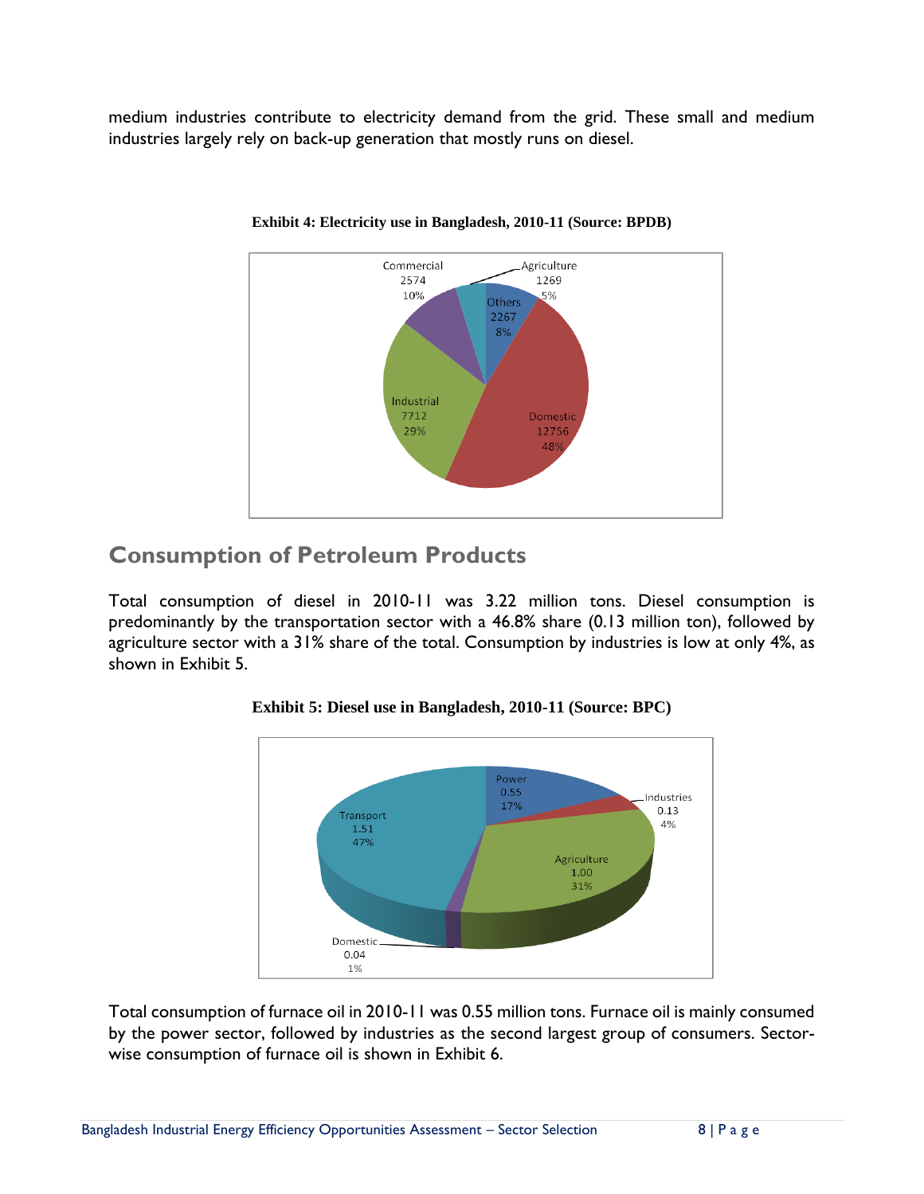medium industries contribute to electricity demand from the grid. These small and medium industries largely rely on back-up generation that mostly runs on diesel.

**Exhibit 4: Electricity use in Bangladesh, 2010-11 (Source: BPDB)**

| Sector | Electricity use | Share |
| --- | --- | --- |
| Domestic | 12756 | 48% |
| Industrial | 7712 | 29% |
| Commercial | 2574 | 10% |
| Others | 2267 | 8% |
| Agriculture | 1269 | 5% |

## Consumption of Petroleum Products

Total consumption of diesel in 2010-11 was 3.22 million tons. Diesel consumption is predominantly by the transportation sector with a 46.8% share (0.13 million ton), followed by agriculture sector with a 31% share of the total. Consumption by industries is low at only 4%, as shown in Exhibit 5.

**Exhibit 5: Diesel use in Bangladesh, 2010-11 (Source: BPC)**

| Sector | Diesel use | Share |
| --- | --- | --- |
| Transport | 1.51 | 47% |
| Agriculture | 1.00 | 31% |
| Power | 0.55 | 17% |
| Industries | 0.13 | 4% |
| Domestic | 0.04 | 1% |

Total consumption of furnace oil in 2010-11 was 0.55 million tons. Furnace oil is mainly consumed by the power sector, followed by industries as the second largest group of consumers. Sector-wise consumption of furnace oil is shown in Exhibit 6.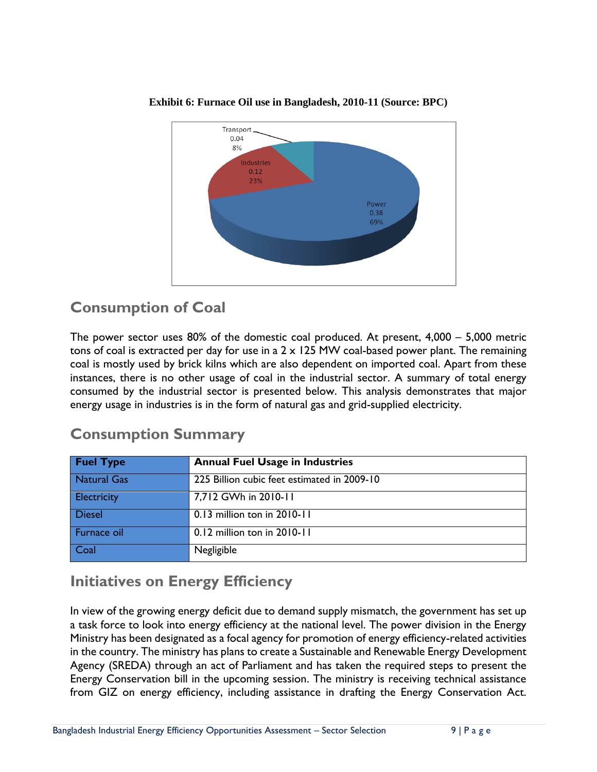**Exhibit 6: Furnace Oil use in Bangladesh, 2010-11 (Source: BPC)**

## Consumption of Coal

The power sector uses 80% of the domestic coal produced. At present, 4,000 – 5,000 metric tons of coal is extracted per day for use in a 2 x 125 MW coal-based power plant. The remaining coal is mostly used by brick kilns which are also dependent on imported coal. Apart from these instances, there is no other usage of coal in the industrial sector. A summary of total energy consumed by the industrial sector is presented below. This analysis demonstrates that major energy usage in industries is in the form of natural gas and grid-supplied electricity.

## Consumption Summary

| Fuel Type | Annual Fuel Usage in Industries |
|---|---|
| Natural Gas | 225 Billion cubic feet estimated in 2009-10 |
| Electricity | 7,712 GWh in 2010-11 |
| Diesel | 0.13 million ton in 2010-11 |
| Furnace oil | 0.12 million ton in 2010-11 |
| Coal | Negligible |

## Initiatives on Energy Efficiency

In view of the growing energy deficit due to demand supply mismatch, the government has set up a task force to look into energy efficiency at the national level. The power division in the Energy Ministry has been designated as a focal agency for promotion of energy efficiency-related activities in the country. The ministry has plans to create a Sustainable and Renewable Energy Development Agency (SREDA) through an act of Parliament and has taken the required steps to present the Energy Conservation bill in the upcoming session. The ministry is receiving technical assistance from GIZ on energy efficiency, including assistance in drafting the Energy Conservation Act.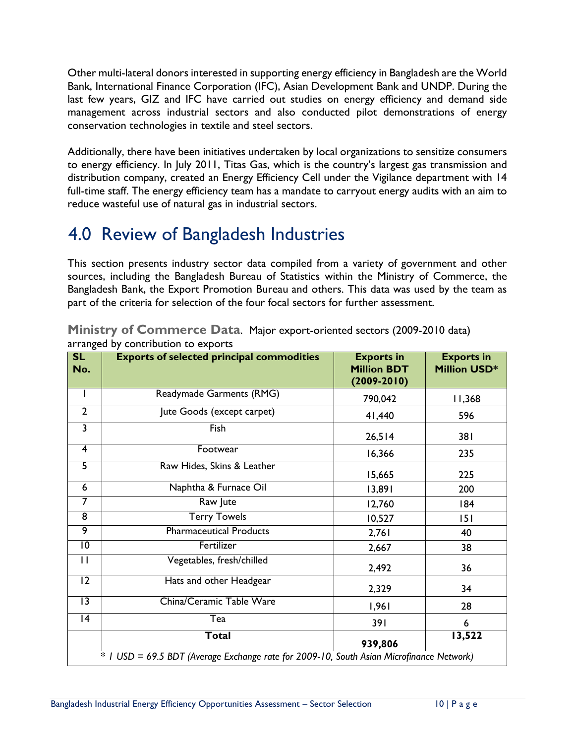Other multi-lateral donors interested in supporting energy efficiency in Bangladesh are the World Bank, International Finance Corporation (IFC), Asian Development Bank and UNDP. During the last few years, GIZ and IFC have carried out studies on energy efficiency and demand side management across industrial sectors and also conducted pilot demonstrations of energy conservation technologies in textile and steel sectors.

Additionally, there have been initiatives undertaken by local organizations to sensitize consumers to energy efficiency. In July 2011, Titas Gas, which is the country's largest gas transmission and distribution company, created an Energy Efficiency Cell under the Vigilance department with 14 full-time staff. The energy efficiency team has a mandate to carryout energy audits with an aim to reduce wasteful use of natural gas in industrial sectors.

# 4.0 Review of Bangladesh Industries

This section presents industry sector data compiled from a variety of government and other sources, including the Bangladesh Bureau of Statistics within the Ministry of Commerce, the Bangladesh Bank, the Export Promotion Bureau and others. This data was used by the team as part of the criteria for selection of the four focal sectors for further assessment.

**Ministry of Commerce Data**. Major export-oriented sectors (2009-2010 data) arranged by contribution to exports

| SL No. | Exports of selected principal commodities | Exports in Million BDT (2009-2010) | Exports in Million USD* |
|---|---|---|---|
| 1 | Readymade Garments (RMG) | 790,042 | 11,368 |
| 2 | Jute Goods (except carpet) | 41,440 | 596 |
| 3 | Fish | 26,514 | 381 |
| 4 | Footwear | 16,366 | 235 |
| 5 | Raw Hides, Skins & Leather | 15,665 | 225 |
| 6 | Naphtha & Furnace Oil | 13,891 | 200 |
| 7 | Raw Jute | 12,760 | 184 |
| 8 | Terry Towels | 10,527 | 151 |
| 9 | Pharmaceutical Products | 2,761 | 40 |
| 10 | Fertilizer | 2,667 | 38 |
| 11 | Vegetables, fresh/chilled | 2,492 | 36 |
| 12 | Hats and other Headgear | 2,329 | 34 |
| 13 | China/Ceramic Table Ware | 1,961 | 28 |
| 14 | Tea | 391 | 6 |
| | **Total** | **939,806** | **13,522** |

*\* 1 USD = 69.5 BDT (Average Exchange rate for 2009-10, South Asian Microfinance Network)*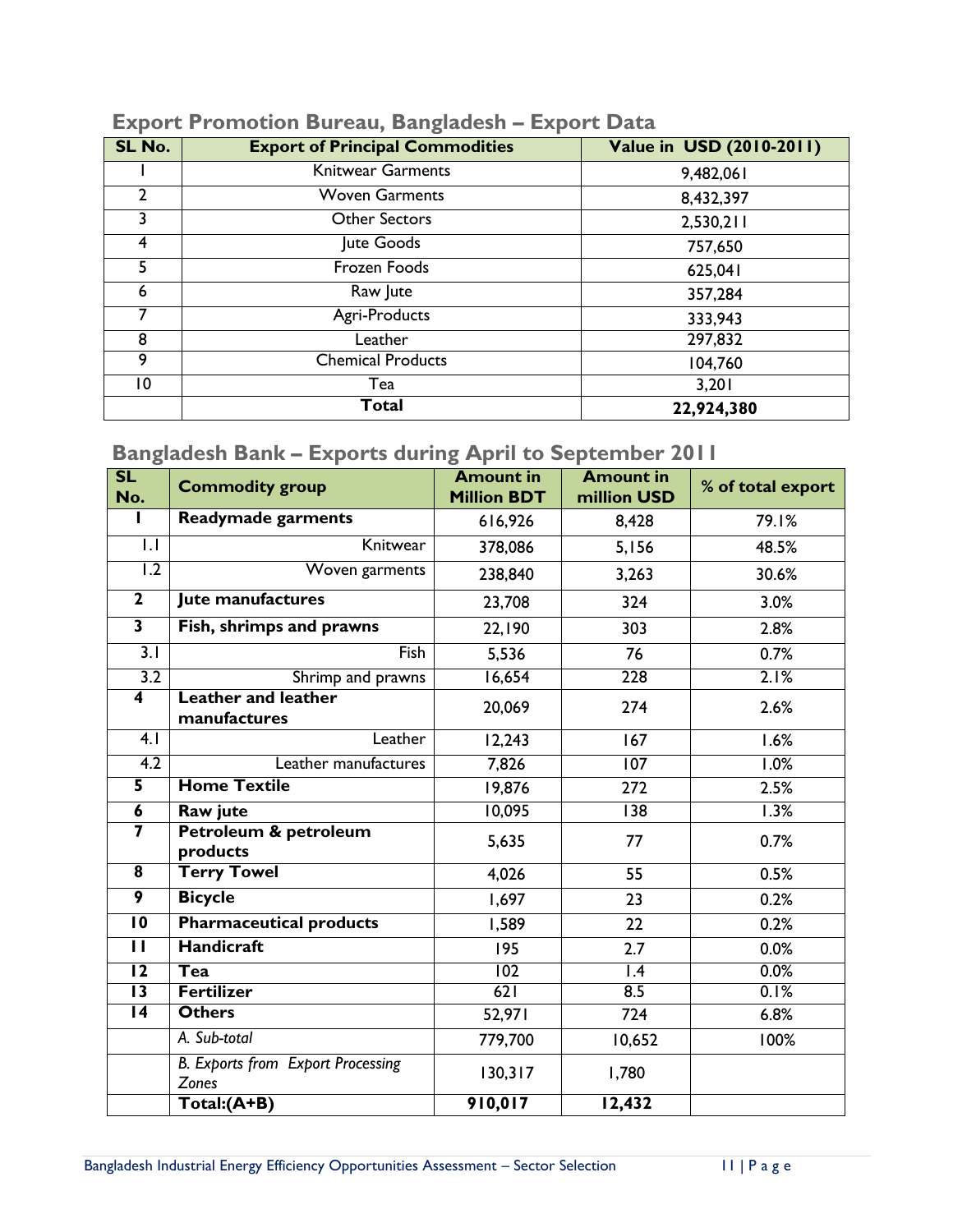## Export Promotion Bureau, Bangladesh – Export Data

| SL No. | Export of Principal Commodities | Value in USD (2010-2011) |
|---|---|---|
| 1 | Knitwear Garments | 9,482,061 |
| 2 | Woven Garments | 8,432,397 |
| 3 | Other Sectors | 2,530,211 |
| 4 | Jute Goods | 757,650 |
| 5 | Frozen Foods | 625,041 |
| 6 | Raw Jute | 357,284 |
| 7 | Agri-Products | 333,943 |
| 8 | Leather | 297,832 |
| 9 | Chemical Products | 104,760 |
| 10 | Tea | 3,201 |
| | **Total** | **22,924,380** |

## Bangladesh Bank – Exports during April to September 2011

| SL No. | Commodity group | Amount in Million BDT | Amount in million USD | % of total export |
|---|---|---|---|---|
| **1** | **Readymade garments** | 616,926 | 8,428 | 79.1% |
| 1.1 | Knitwear | 378,086 | 5,156 | 48.5% |
| 1.2 | Woven garments | 238,840 | 3,263 | 30.6% |
| **2** | **Jute manufactures** | 23,708 | 324 | 3.0% |
| **3** | **Fish, shrimps and prawns** | 22,190 | 303 | 2.8% |
| 3.1 | Fish | 5,536 | 76 | 0.7% |
| 3.2 | Shrimp and prawns | 16,654 | 228 | 2.1% |
| **4** | **Leather and leather manufactures** | 20,069 | 274 | 2.6% |
| 4.1 | Leather | 12,243 | 167 | 1.6% |
| 4.2 | Leather manufactures | 7,826 | 107 | 1.0% |
| **5** | **Home Textile** | 19,876 | 272 | 2.5% |
| **6** | **Raw jute** | 10,095 | 138 | 1.3% |
| **7** | **Petroleum & petroleum products** | 5,635 | 77 | 0.7% |
| **8** | **Terry Towel** | 4,026 | 55 | 0.5% |
| **9** | **Bicycle** | 1,697 | 23 | 0.2% |
| **10** | **Pharmaceutical products** | 1,589 | 22 | 0.2% |
| **11** | **Handicraft** | 195 | 2.7 | 0.0% |
| **12** | **Tea** | 102 | 1.4 | 0.0% |
| **13** | **Fertilizer** | 621 | 8.5 | 0.1% |
| **14** | **Others** | 52,971 | 724 | 6.8% |
| | *A. Sub-total* | 779,700 | 10,652 | 100% |
| | *B. Exports from Export Processing Zones* | 130,317 | 1,780 | |
| | **Total:(A+B)** | **910,017** | **12,432** | |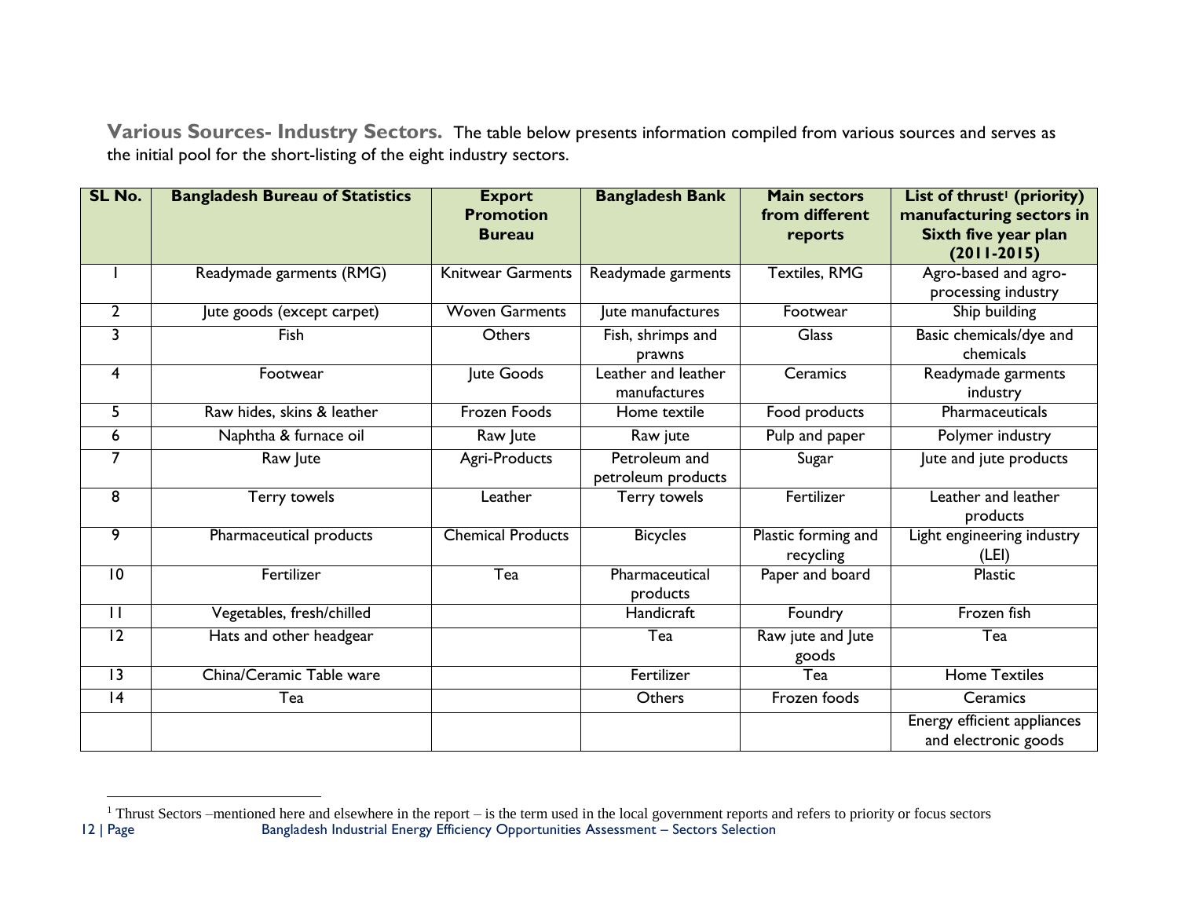**Various Sources- Industry Sectors.** The table below presents information compiled from various sources and serves as the initial pool for the short-listing of the eight industry sectors.

| SL No. | Bangladesh Bureau of Statistics | Export Promotion Bureau | Bangladesh Bank | Main sectors from different reports | List of thrust[1] (priority) manufacturing sectors in Sixth five year plan (2011-2015) |
|---|---|---|---|---|---|
| 1 | Readymade garments (RMG) | Knitwear Garments | Readymade garments | Textiles, RMG | Agro-based and agro-processing industry |
| 2 | Jute goods (except carpet) | Woven Garments | Jute manufactures | Footwear | Ship building |
| 3 | Fish | Others | Fish, shrimps and prawns | Glass | Basic chemicals/dye and chemicals |
| 4 | Footwear | Jute Goods | Leather and leather manufactures | Ceramics | Readymade garments industry |
| 5 | Raw hides, skins & leather | Frozen Foods | Home textile | Food products | Pharmaceuticals |
| 6 | Naphtha & furnace oil | Raw Jute | Raw jute | Pulp and paper | Polymer industry |
| 7 | Raw Jute | Agri-Products | Petroleum and petroleum products | Sugar | Jute and jute products |
| 8 | Terry towels | Leather | Terry towels | Fertilizer | Leather and leather products |
| 9 | Pharmaceutical products | Chemical Products | Bicycles | Plastic forming and recycling | Light engineering industry (LEI) |
| 10 | Fertilizer | Tea | Pharmaceutical products | Paper and board | Plastic |
| 11 | Vegetables, fresh/chilled | | Handicraft | Foundry | Frozen fish |
| 12 | Hats and other headgear | | Tea | Raw jute and Jute goods | Tea |
| 13 | China/Ceramic Table ware | | Fertilizer | Tea | Home Textiles |
| 14 | Tea | | Others | Frozen foods | Ceramics |
| | | | | | Energy efficient appliances and electronic goods |

[1] Thrust Sectors –mentioned here and elsewhere in the report – is the term used in the local government reports and refers to priority or focus sectors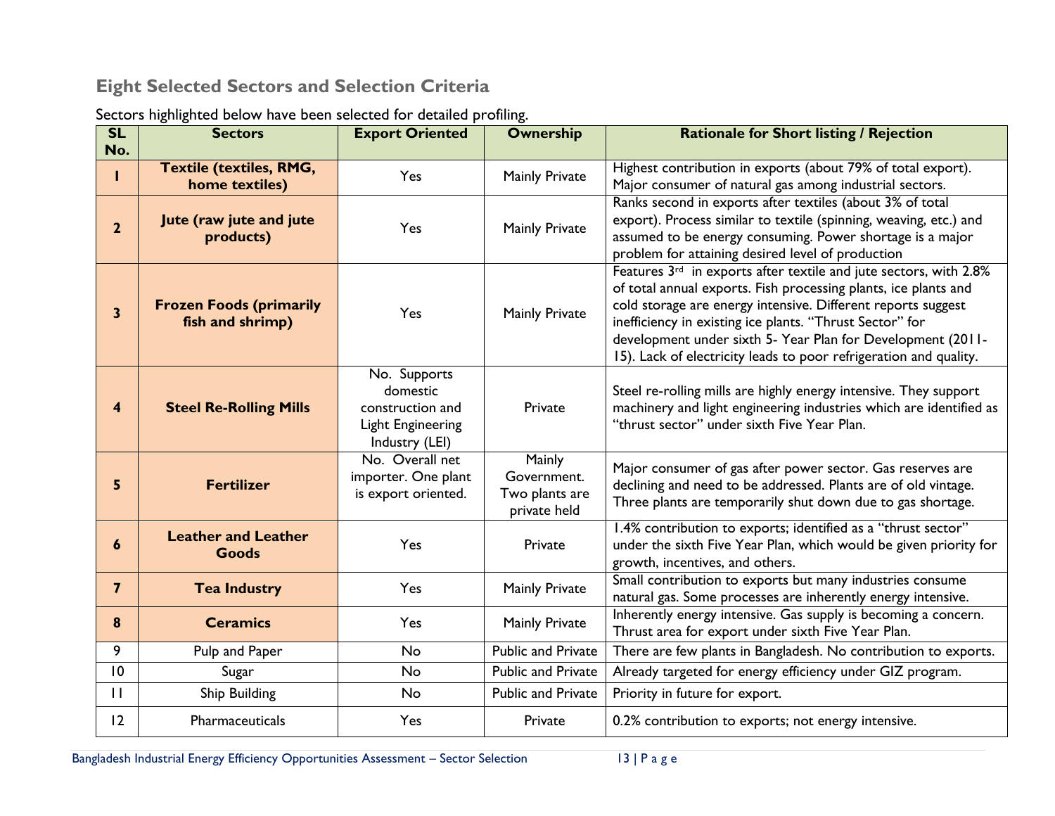## Eight Selected Sectors and Selection Criteria

Sectors highlighted below have been selected for detailed profiling.

| SL No. | Sectors | Export Oriented | Ownership | Rationale for Short listing / Rejection |
|---|---|---|---|---|
| **1** | **Textile (textiles, RMG, home textiles)** | Yes | Mainly Private | Highest contribution in exports (about 79% of total export). Major consumer of natural gas among industrial sectors. |
| **2** | **Jute (raw jute and jute products)** | Yes | Mainly Private | Ranks second in exports after textiles (about 3% of total export). Process similar to textile (spinning, weaving, etc.) and assumed to be energy consuming. Power shortage is a major problem for attaining desired level of production |
| **3** | **Frozen Foods (primarily fish and shrimp)** | Yes | Mainly Private | Features 3rd in exports after textile and jute sectors, with 2.8% of total annual exports. Fish processing plants, ice plants and cold storage are energy intensive. Different reports suggest inefficiency in existing ice plants. "Thrust Sector" for development under sixth 5- Year Plan for Development (2011-15). Lack of electricity leads to poor refrigeration and quality. |
| **4** | **Steel Re-Rolling Mills** | No. Supports domestic construction and Light Engineering Industry (LEI) | Private | Steel re-rolling mills are highly energy intensive. They support machinery and light engineering industries which are identified as "thrust sector" under sixth Five Year Plan. |
| **5** | **Fertilizer** | No. Overall net importer. One plant is export oriented. | Mainly Government. Two plants are private held | Major consumer of gas after power sector. Gas reserves are declining and need to be addressed. Plants are of old vintage. Three plants are temporarily shut down due to gas shortage. |
| **6** | **Leather and Leather Goods** | Yes | Private | 1.4% contribution to exports; identified as a "thrust sector" under the sixth Five Year Plan, which would be given priority for growth, incentives, and others. |
| **7** | **Tea Industry** | Yes | Mainly Private | Small contribution to exports but many industries consume natural gas. Some processes are inherently energy intensive. |
| **8** | **Ceramics** | Yes | Mainly Private | Inherently energy intensive. Gas supply is becoming a concern. Thrust area for export under sixth Five Year Plan. |
| 9 | Pulp and Paper | No | Public and Private | There are few plants in Bangladesh. No contribution to exports. |
| 10 | Sugar | No | Public and Private | Already targeted for energy efficiency under GIZ program. |
| 11 | Ship Building | No | Public and Private | Priority in future for export. |
| 12 | Pharmaceuticals | Yes | Private | 0.2% contribution to exports; not energy intensive. |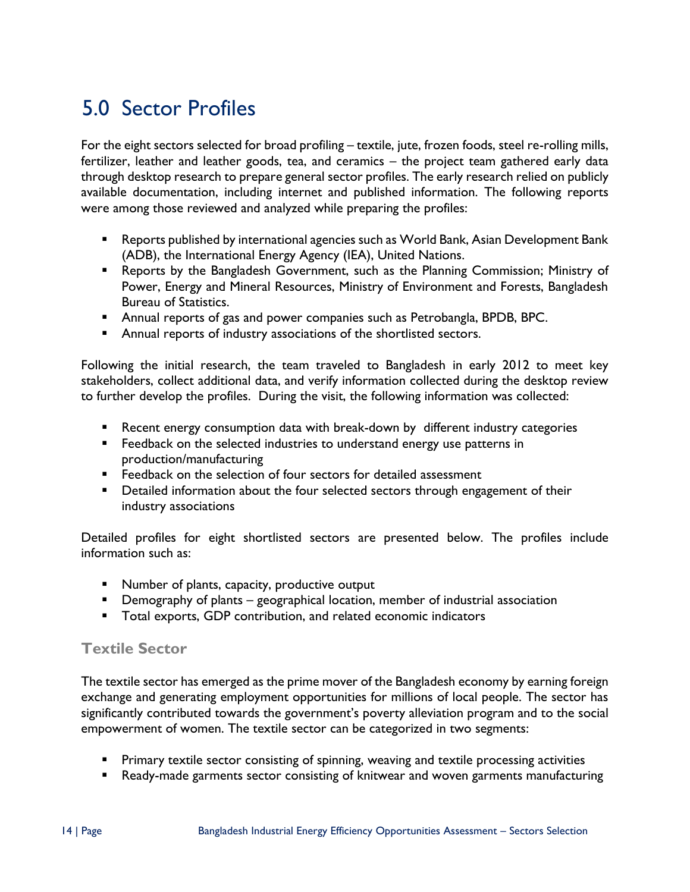# 5.0 Sector Profiles

For the eight sectors selected for broad profiling – textile, jute, frozen foods, steel re-rolling mills, fertilizer, leather and leather goods, tea, and ceramics – the project team gathered early data through desktop research to prepare general sector profiles. The early research relied on publicly available documentation, including internet and published information. The following reports were among those reviewed and analyzed while preparing the profiles:

- Reports published by international agencies such as World Bank, Asian Development Bank (ADB), the International Energy Agency (IEA), United Nations.
- Reports by the Bangladesh Government, such as the Planning Commission; Ministry of Power, Energy and Mineral Resources, Ministry of Environment and Forests, Bangladesh Bureau of Statistics.
- Annual reports of gas and power companies such as Petrobangla, BPDB, BPC.
- Annual reports of industry associations of the shortlisted sectors.

Following the initial research, the team traveled to Bangladesh in early 2012 to meet key stakeholders, collect additional data, and verify information collected during the desktop review to further develop the profiles. During the visit, the following information was collected:

- Recent energy consumption data with break-down by different industry categories
- Feedback on the selected industries to understand energy use patterns in production/manufacturing
- Feedback on the selection of four sectors for detailed assessment
- Detailed information about the four selected sectors through engagement of their industry associations

Detailed profiles for eight shortlisted sectors are presented below. The profiles include information such as:

- Number of plants, capacity, productive output
- Demography of plants – geographical location, member of industrial association
- Total exports, GDP contribution, and related economic indicators

### Textile Sector

The textile sector has emerged as the prime mover of the Bangladesh economy by earning foreign exchange and generating employment opportunities for millions of local people. The sector has significantly contributed towards the government's poverty alleviation program and to the social empowerment of women. The textile sector can be categorized in two segments:

- Primary textile sector consisting of spinning, weaving and textile processing activities
- Ready-made garments sector consisting of knitwear and woven garments manufacturing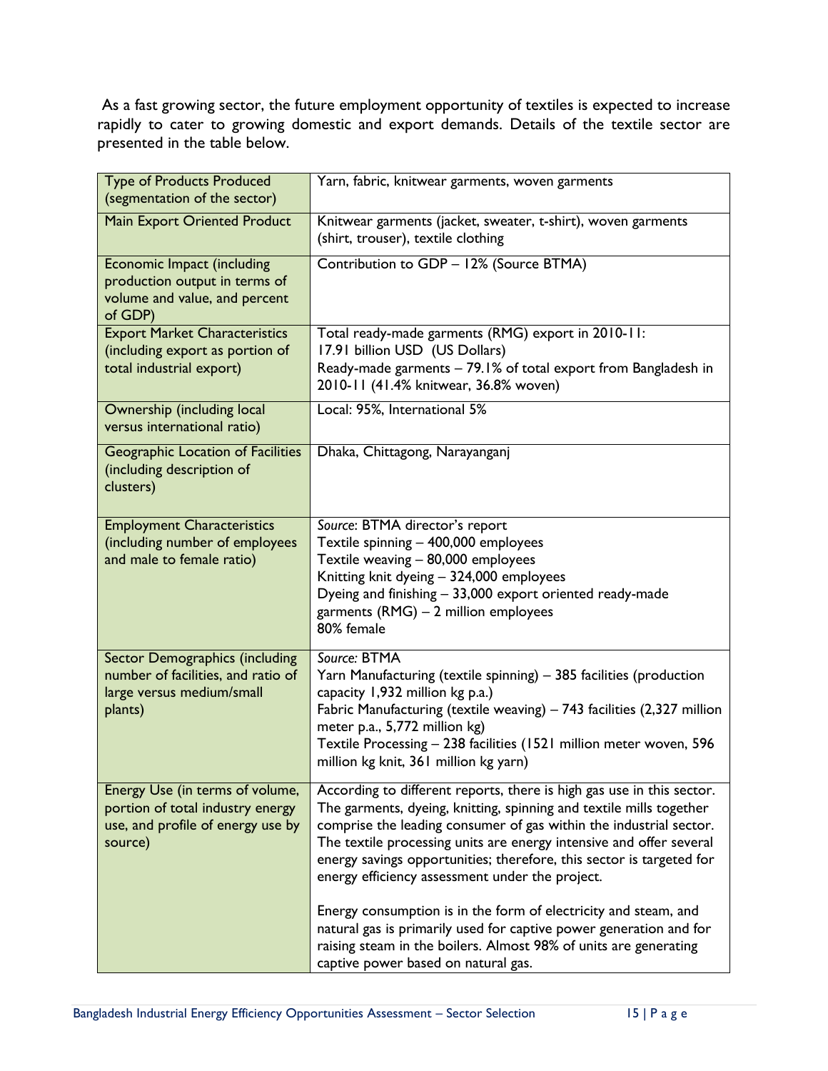As a fast growing sector, the future employment opportunity of textiles is expected to increase rapidly to cater to growing domestic and export demands. Details of the textile sector are presented in the table below.

| | |
|---|---|
| Type of Products Produced (segmentation of the sector) | Yarn, fabric, knitwear garments, woven garments |
| Main Export Oriented Product | Knitwear garments (jacket, sweater, t-shirt), woven garments (shirt, trouser), textile clothing |
| Economic Impact (including production output in terms of volume and value, and percent of GDP) | Contribution to GDP – 12% (Source BTMA) |
| Export Market Characteristics (including export as portion of total industrial export) | Total ready-made garments (RMG) export in 2010-11: 17.91 billion USD (US Dollars)<br>Ready-made garments – 79.1% of total export from Bangladesh in 2010-11 (41.4% knitwear, 36.8% woven) |
| Ownership (including local versus international ratio) | Local: 95%, International 5% |
| Geographic Location of Facilities (including description of clusters) | Dhaka, Chittagong, Narayanganj |
| Employment Characteristics (including number of employees and male to female ratio) | *Source*: BTMA director's report<br>Textile spinning – 400,000 employees<br>Textile weaving – 80,000 employees<br>Knitting knit dyeing – 324,000 employees<br>Dyeing and finishing – 33,000 export oriented ready-made garments (RMG) – 2 million employees<br>80% female |
| Sector Demographics (including number of facilities, and ratio of large versus medium/small plants) | *Source:* BTMA<br>Yarn Manufacturing (textile spinning) – 385 facilities (production capacity 1,932 million kg p.a.)<br>Fabric Manufacturing (textile weaving) – 743 facilities (2,327 million meter p.a., 5,772 million kg)<br>Textile Processing – 238 facilities (1521 million meter woven, 596 million kg knit, 361 million kg yarn) |
| Energy Use (in terms of volume, portion of total industry energy use, and profile of energy use by source) | According to different reports, there is high gas use in this sector. The garments, dyeing, knitting, spinning and textile mills together comprise the leading consumer of gas within the industrial sector. The textile processing units are energy intensive and offer several energy savings opportunities; therefore, this sector is targeted for energy efficiency assessment under the project.<br><br>Energy consumption is in the form of electricity and steam, and natural gas is primarily used for captive power generation and for raising steam in the boilers. Almost 98% of units are generating captive power based on natural gas. |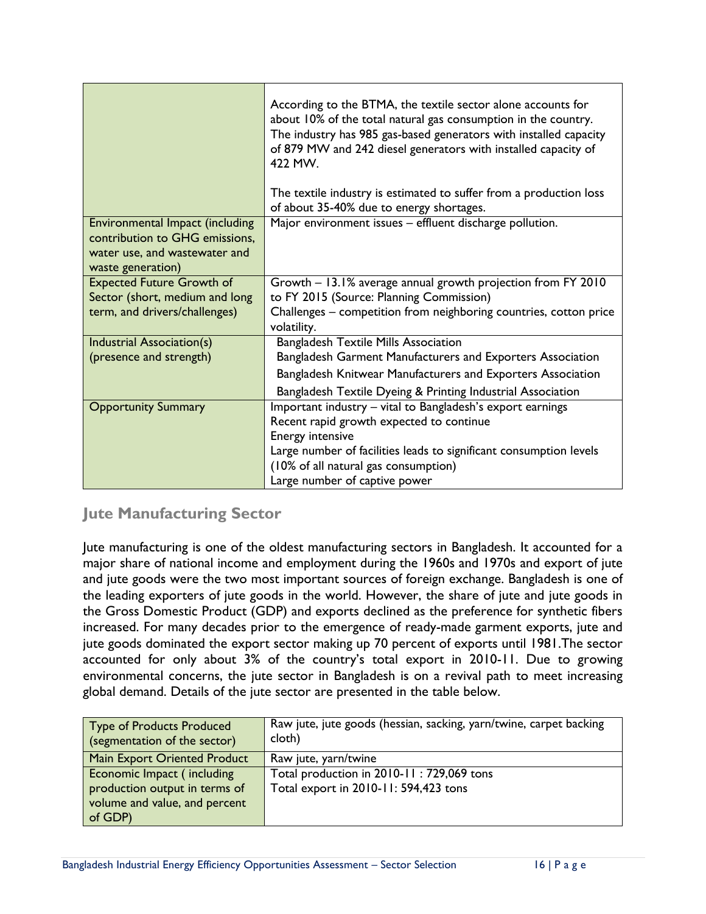| | |
|---|---|
| | According to the BTMA, the textile sector alone accounts for about 10% of the total natural gas consumption in the country. The industry has 985 gas-based generators with installed capacity of 879 MW and 242 diesel generators with installed capacity of 422 MW.<br><br>The textile industry is estimated to suffer from a production loss of about 35-40% due to energy shortages. |
| Environmental Impact (including contribution to GHG emissions, water use, and wastewater and waste generation) | Major environment issues – effluent discharge pollution. |
| Expected Future Growth of Sector (short, medium and long term, and drivers/challenges) | Growth – 13.1% average annual growth projection from FY 2010 to FY 2015 (Source: Planning Commission)<br>Challenges – competition from neighboring countries, cotton price volatility. |
| Industrial Association(s) (presence and strength) | Bangladesh Textile Mills Association<br>Bangladesh Garment Manufacturers and Exporters Association<br>Bangladesh Knitwear Manufacturers and Exporters Association<br>Bangladesh Textile Dyeing & Printing Industrial Association |
| Opportunity Summary | Important industry – vital to Bangladesh's export earnings<br>Recent rapid growth expected to continue<br>Energy intensive<br>Large number of facilities leads to significant consumption levels (10% of all natural gas consumption)<br>Large number of captive power |

## Jute Manufacturing Sector

Jute manufacturing is one of the oldest manufacturing sectors in Bangladesh. It accounted for a major share of national income and employment during the 1960s and 1970s and export of jute and jute goods were the two most important sources of foreign exchange. Bangladesh is one of the leading exporters of jute goods in the world. However, the share of jute and jute goods in the Gross Domestic Product (GDP) and exports declined as the preference for synthetic fibers increased. For many decades prior to the emergence of ready-made garment exports, jute and jute goods dominated the export sector making up 70 percent of exports until 1981.The sector accounted for only about 3% of the country's total export in 2010-11. Due to growing environmental concerns, the jute sector in Bangladesh is on a revival path to meet increasing global demand. Details of the jute sector are presented in the table below.

| | |
|---|---|
| Type of Products Produced (segmentation of the sector) | Raw jute, jute goods (hessian, sacking, yarn/twine, carpet backing cloth) |
| Main Export Oriented Product | Raw jute, yarn/twine |
| Economic Impact ( including production output in terms of volume and value, and percent of GDP) | Total production in 2010-11 : 729,069 tons<br>Total export in 2010-11: 594,423 tons |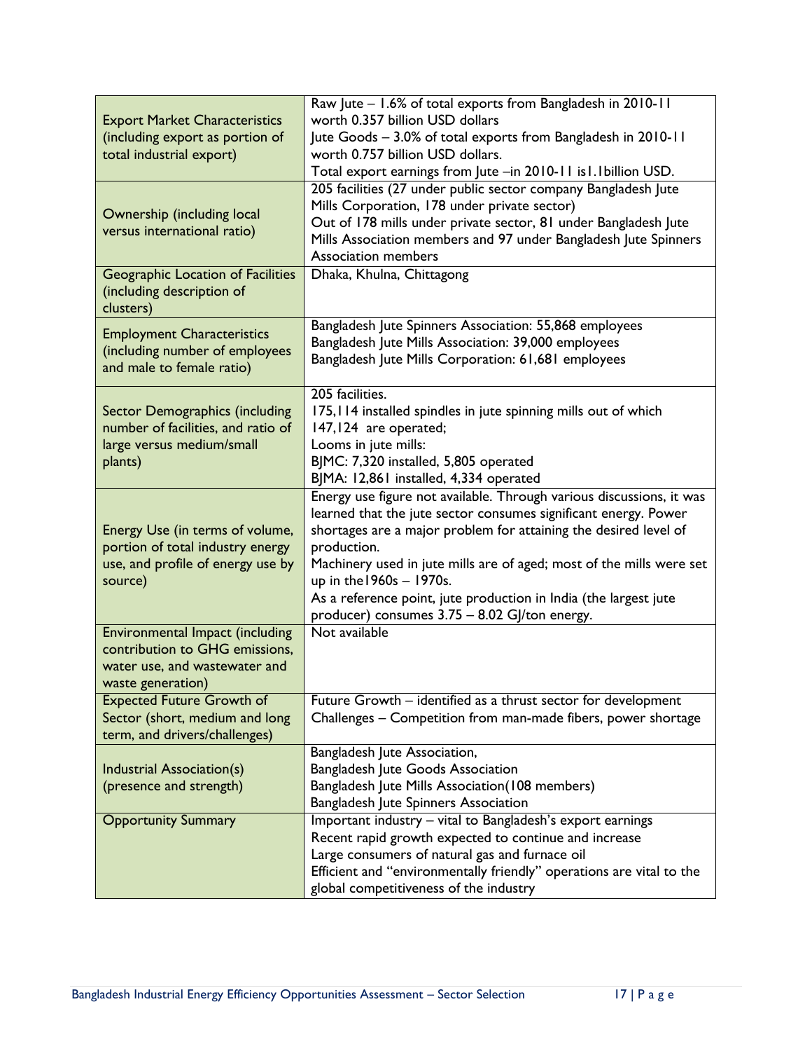| | |
|---|---|
| Export Market Characteristics (including export as portion of total industrial export) | Raw Jute – 1.6% of total exports from Bangladesh in 2010-11 worth 0.357 billion USD dollars<br>Jute Goods – 3.0% of total exports from Bangladesh in 2010-11 worth 0.757 billion USD dollars.<br>Total export earnings from Jute –in 2010-11 is1.1billion USD. |
| Ownership (including local versus international ratio) | 205 facilities (27 under public sector company Bangladesh Jute Mills Corporation, 178 under private sector)<br>Out of 178 mills under private sector, 81 under Bangladesh Jute Mills Association members and 97 under Bangladesh Jute Spinners Association members |
| Geographic Location of Facilities (including description of clusters) | Dhaka, Khulna, Chittagong |
| Employment Characteristics (including number of employees and male to female ratio) | Bangladesh Jute Spinners Association: 55,868 employees<br>Bangladesh Jute Mills Association: 39,000 employees<br>Bangladesh Jute Mills Corporation: 61,681 employees |
| Sector Demographics (including number of facilities, and ratio of large versus medium/small plants) | 205 facilities.<br>175,114 installed spindles in jute spinning mills out of which 147,124 are operated;<br>Looms in jute mills:<br>BJMC: 7,320 installed, 5,805 operated<br>BJMA: 12,861 installed, 4,334 operated |
| Energy Use (in terms of volume, portion of total industry energy use, and profile of energy use by source) | Energy use figure not available. Through various discussions, it was learned that the jute sector consumes significant energy. Power shortages are a major problem for attaining the desired level of production.<br>Machinery used in jute mills are of aged; most of the mills were set up in the1960s – 1970s.<br>As a reference point, jute production in India (the largest jute producer) consumes 3.75 – 8.02 GJ/ton energy. |
| Environmental Impact (including contribution to GHG emissions, water use, and wastewater and waste generation) | Not available |
| Expected Future Growth of Sector (short, medium and long term, and drivers/challenges) | Future Growth – identified as a thrust sector for development<br>Challenges – Competition from man-made fibers, power shortage |
| Industrial Association(s) (presence and strength) | Bangladesh Jute Association,<br>Bangladesh Jute Goods Association<br>Bangladesh Jute Mills Association(108 members)<br>Bangladesh Jute Spinners Association |
| Opportunity Summary | Important industry – vital to Bangladesh's export earnings<br>Recent rapid growth expected to continue and increase<br>Large consumers of natural gas and furnace oil<br>Efficient and "environmentally friendly" operations are vital to the global competitiveness of the industry |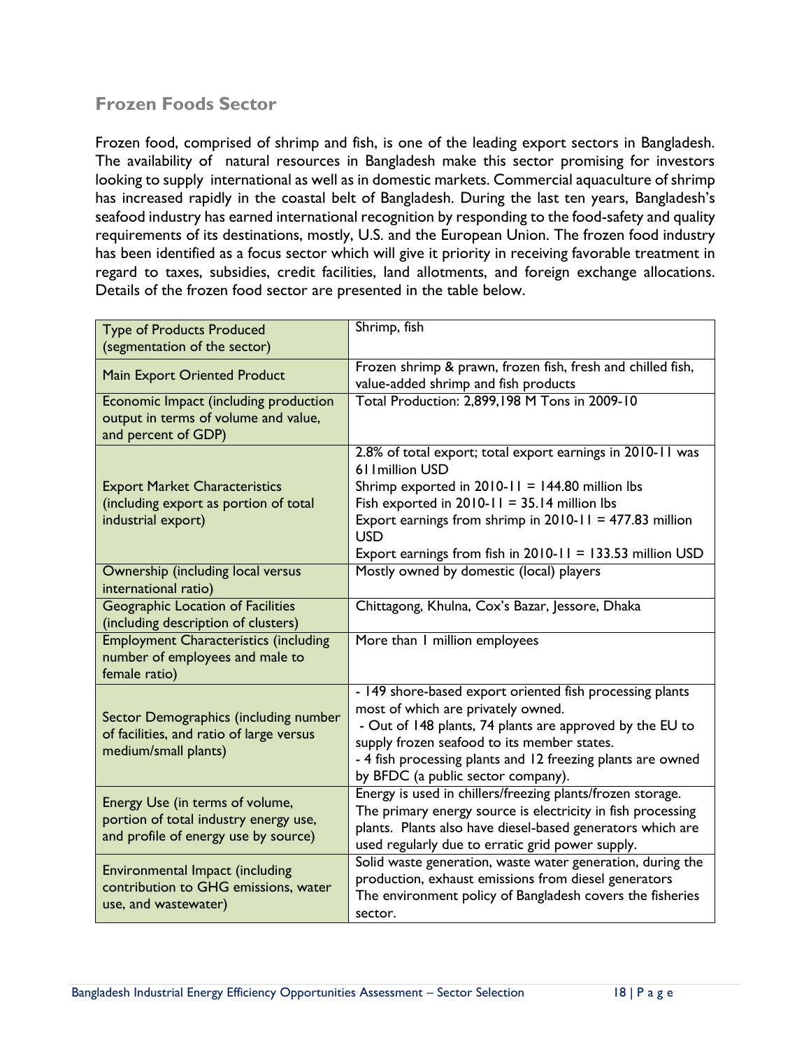## Frozen Foods Sector

Frozen food, comprised of shrimp and fish, is one of the leading export sectors in Bangladesh. The availability of natural resources in Bangladesh make this sector promising for investors looking to supply international as well as in domestic markets. Commercial aquaculture of shrimp has increased rapidly in the coastal belt of Bangladesh. During the last ten years, Bangladesh's seafood industry has earned international recognition by responding to the food-safety and quality requirements of its destinations, mostly, U.S. and the European Union. The frozen food industry has been identified as a focus sector which will give it priority in receiving favorable treatment in regard to taxes, subsidies, credit facilities, land allotments, and foreign exchange allocations. Details of the frozen food sector are presented in the table below.

| | |
|---|---|
| Type of Products Produced (segmentation of the sector) | Shrimp, fish |
| Main Export Oriented Product | Frozen shrimp & prawn, frozen fish, fresh and chilled fish, value-added shrimp and fish products |
| Economic Impact (including production output in terms of volume and value, and percent of GDP) | Total Production: 2,899,198 M Tons in 2009-10 |
| Export Market Characteristics (including export as portion of total industrial export) | 2.8% of total export; total export earnings in 2010-11 was 611million USD<br>Shrimp exported in 2010-11 = 144.80 million lbs<br>Fish exported in 2010-11 = 35.14 million lbs<br>Export earnings from shrimp in 2010-11 = 477.83 million USD<br>Export earnings from fish in 2010-11 = 133.53 million USD |
| Ownership (including local versus international ratio) | Mostly owned by domestic (local) players |
| Geographic Location of Facilities (including description of clusters) | Chittagong, Khulna, Cox's Bazar, Jessore, Dhaka |
| Employment Characteristics (including number of employees and male to female ratio) | More than 1 million employees |
| Sector Demographics (including number of facilities, and ratio of large versus medium/small plants) | - 149 shore-based export oriented fish processing plants most of which are privately owned.<br>- Out of 148 plants, 74 plants are approved by the EU to supply frozen seafood to its member states.<br>- 4 fish processing plants and 12 freezing plants are owned by BFDC (a public sector company). |
| Energy Use (in terms of volume, portion of total industry energy use, and profile of energy use by source) | Energy is used in chillers/freezing plants/frozen storage. The primary energy source is electricity in fish processing plants. Plants also have diesel-based generators which are used regularly due to erratic grid power supply. |
| Environmental Impact (including contribution to GHG emissions, water use, and wastewater) | Solid waste generation, waste water generation, during the production, exhaust emissions from diesel generators<br>The environment policy of Bangladesh covers the fisheries sector. |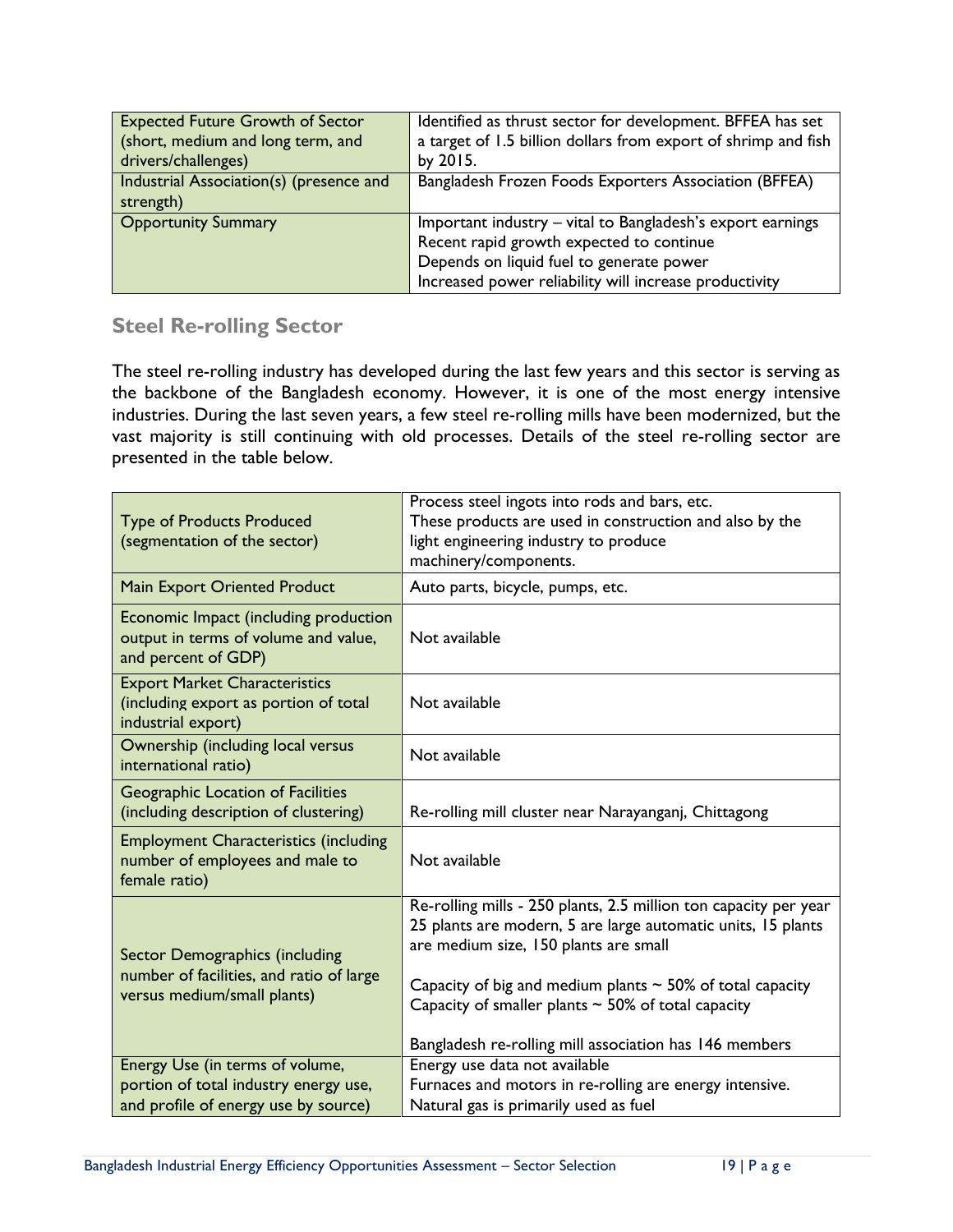| | |
|---|---|
| Expected Future Growth of Sector (short, medium and long term, and drivers/challenges) | Identified as thrust sector for development. BFFEA has set a target of 1.5 billion dollars from export of shrimp and fish by 2015. |
| Industrial Association(s) (presence and strength) | Bangladesh Frozen Foods Exporters Association (BFFEA) |
| Opportunity Summary | Important industry – vital to Bangladesh's export earnings<br>Recent rapid growth expected to continue<br>Depends on liquid fuel to generate power<br>Increased power reliability will increase productivity |

## Steel Re-rolling Sector

The steel re-rolling industry has developed during the last few years and this sector is serving as the backbone of the Bangladesh economy. However, it is one of the most energy intensive industries. During the last seven years, a few steel re-rolling mills have been modernized, but the vast majority is still continuing with old processes. Details of the steel re-rolling sector are presented in the table below.

| | |
|---|---|
| Type of Products Produced (segmentation of the sector) | Process steel ingots into rods and bars, etc.<br>These products are used in construction and also by the light engineering industry to produce machinery/components. |
| Main Export Oriented Product | Auto parts, bicycle, pumps, etc. |
| Economic Impact (including production output in terms of volume and value, and percent of GDP) | Not available |
| Export Market Characteristics (including export as portion of total industrial export) | Not available |
| Ownership (including local versus international ratio) | Not available |
| Geographic Location of Facilities (including description of clustering) | Re-rolling mill cluster near Narayanganj, Chittagong |
| Employment Characteristics (including number of employees and male to female ratio) | Not available |
| Sector Demographics (including number of facilities, and ratio of large versus medium/small plants) | Re-rolling mills - 250 plants, 2.5 million ton capacity per year<br>25 plants are modern, 5 are large automatic units, 15 plants are medium size, 150 plants are small<br><br>Capacity of big and medium plants ~ 50% of total capacity<br>Capacity of smaller plants ~ 50% of total capacity<br><br>Bangladesh re-rolling mill association has 146 members |
| Energy Use (in terms of volume, portion of total industry energy use, and profile of energy use by source) | Energy use data not available<br>Furnaces and motors in re-rolling are energy intensive.<br>Natural gas is primarily used as fuel |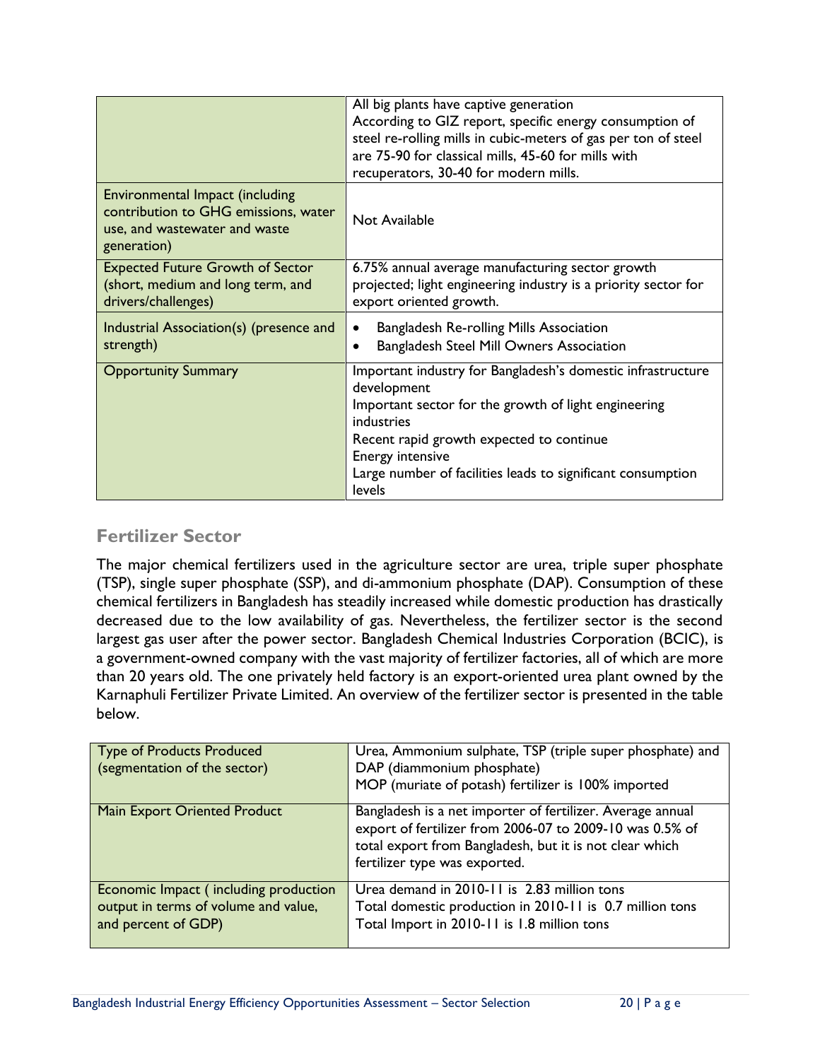| | |
|---|---|
| | All big plants have captive generation<br>According to GIZ report, specific energy consumption of steel re-rolling mills in cubic-meters of gas per ton of steel are 75-90 for classical mills, 45-60 for mills with recuperators, 30-40 for modern mills. |
| Environmental Impact (including contribution to GHG emissions, water use, and wastewater and waste generation) | Not Available |
| Expected Future Growth of Sector (short, medium and long term, and drivers/challenges) | 6.75% annual average manufacturing sector growth projected; light engineering industry is a priority sector for export oriented growth. |
| Industrial Association(s) (presence and strength) | • Bangladesh Re-rolling Mills Association<br>• Bangladesh Steel Mill Owners Association |
| Opportunity Summary | Important industry for Bangladesh's domestic infrastructure development<br>Important sector for the growth of light engineering industries<br>Recent rapid growth expected to continue<br>Energy intensive<br>Large number of facilities leads to significant consumption levels |

## Fertilizer Sector

The major chemical fertilizers used in the agriculture sector are urea, triple super phosphate (TSP), single super phosphate (SSP), and di-ammonium phosphate (DAP). Consumption of these chemical fertilizers in Bangladesh has steadily increased while domestic production has drastically decreased due to the low availability of gas. Nevertheless, the fertilizer sector is the second largest gas user after the power sector. Bangladesh Chemical Industries Corporation (BCIC), is a government-owned company with the vast majority of fertilizer factories, all of which are more than 20 years old. The one privately held factory is an export-oriented urea plant owned by the Karnaphuli Fertilizer Private Limited. An overview of the fertilizer sector is presented in the table below.

| Type of Products Produced (segmentation of the sector) | Urea, Ammonium sulphate, TSP (triple super phosphate) and DAP (diammonium phosphate)<br>MOP (muriate of potash) fertilizer is 100% imported |
|---|---|
| Main Export Oriented Product | Bangladesh is a net importer of fertilizer. Average annual export of fertilizer from 2006-07 to 2009-10 was 0.5% of total export from Bangladesh, but it is not clear which fertilizer type was exported. |
| Economic Impact ( including production output in terms of volume and value, and percent of GDP) | Urea demand in 2010-11 is 2.83 million tons<br>Total domestic production in 2010-11 is 0.7 million tons<br>Total Import in 2010-11 is 1.8 million tons |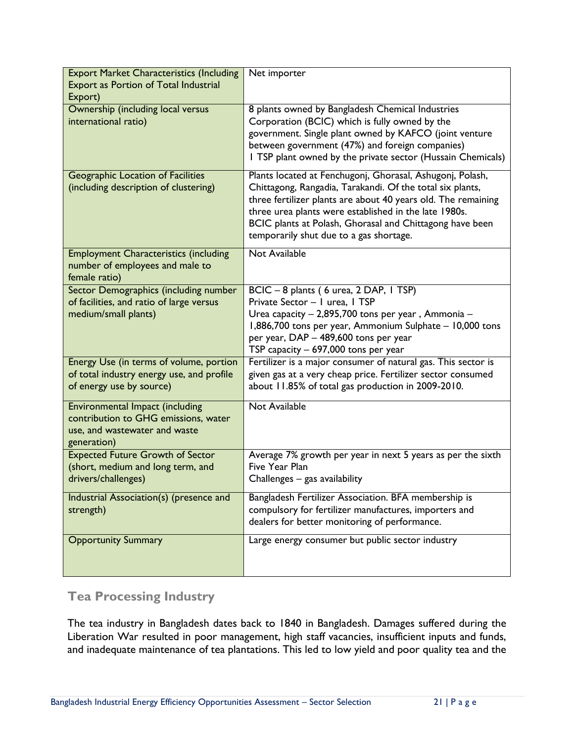| Export Market Characteristics (Including Export as Portion of Total Industrial Export) | Net importer |
|---|---|
| Ownership (including local versus international ratio) | 8 plants owned by Bangladesh Chemical Industries Corporation (BCIC) which is fully owned by the government. Single plant owned by KAFCO (joint venture between government (47%) and foreign companies)<br>1 TSP plant owned by the private sector (Hussain Chemicals) |
| Geographic Location of Facilities (including description of clustering) | Plants located at Fenchugonj, Ghorasal, Ashugonj, Polash, Chittagong, Rangadia, Tarakandi. Of the total six plants, three fertilizer plants are about 40 years old. The remaining three urea plants were established in the late 1980s.<br>BCIC plants at Polash, Ghorasal and Chittagong have been temporarily shut due to a gas shortage. |
| Employment Characteristics (including number of employees and male to female ratio) | Not Available |
| Sector Demographics (including number of facilities, and ratio of large versus medium/small plants) | BCIC – 8 plants ( 6 urea, 2 DAP, 1 TSP)<br>Private Sector – 1 urea, 1 TSP<br>Urea capacity – 2,895,700 tons per year , Ammonia – 1,886,700 tons per year, Ammonium Sulphate – 10,000 tons per year, DAP – 489,600 tons per year<br>TSP capacity – 697,000 tons per year |
| Energy Use (in terms of volume, portion of total industry energy use, and profile of energy use by source) | Fertilizer is a major consumer of natural gas. This sector is given gas at a very cheap price. Fertilizer sector consumed about 11.85% of total gas production in 2009-2010. |
| Environmental Impact (including contribution to GHG emissions, water use, and wastewater and waste generation) | Not Available |
| Expected Future Growth of Sector (short, medium and long term, and drivers/challenges) | Average 7% growth per year in next 5 years as per the sixth Five Year Plan<br>Challenges – gas availability |
| Industrial Association(s) (presence and strength) | Bangladesh Fertilizer Association. BFA membership is compulsory for fertilizer manufactures, importers and dealers for better monitoring of performance. |
| Opportunity Summary | Large energy consumer but public sector industry |

## Tea Processing Industry

The tea industry in Bangladesh dates back to 1840 in Bangladesh. Damages suffered during the Liberation War resulted in poor management, high staff vacancies, insufficient inputs and funds, and inadequate maintenance of tea plantations. This led to low yield and poor quality tea and the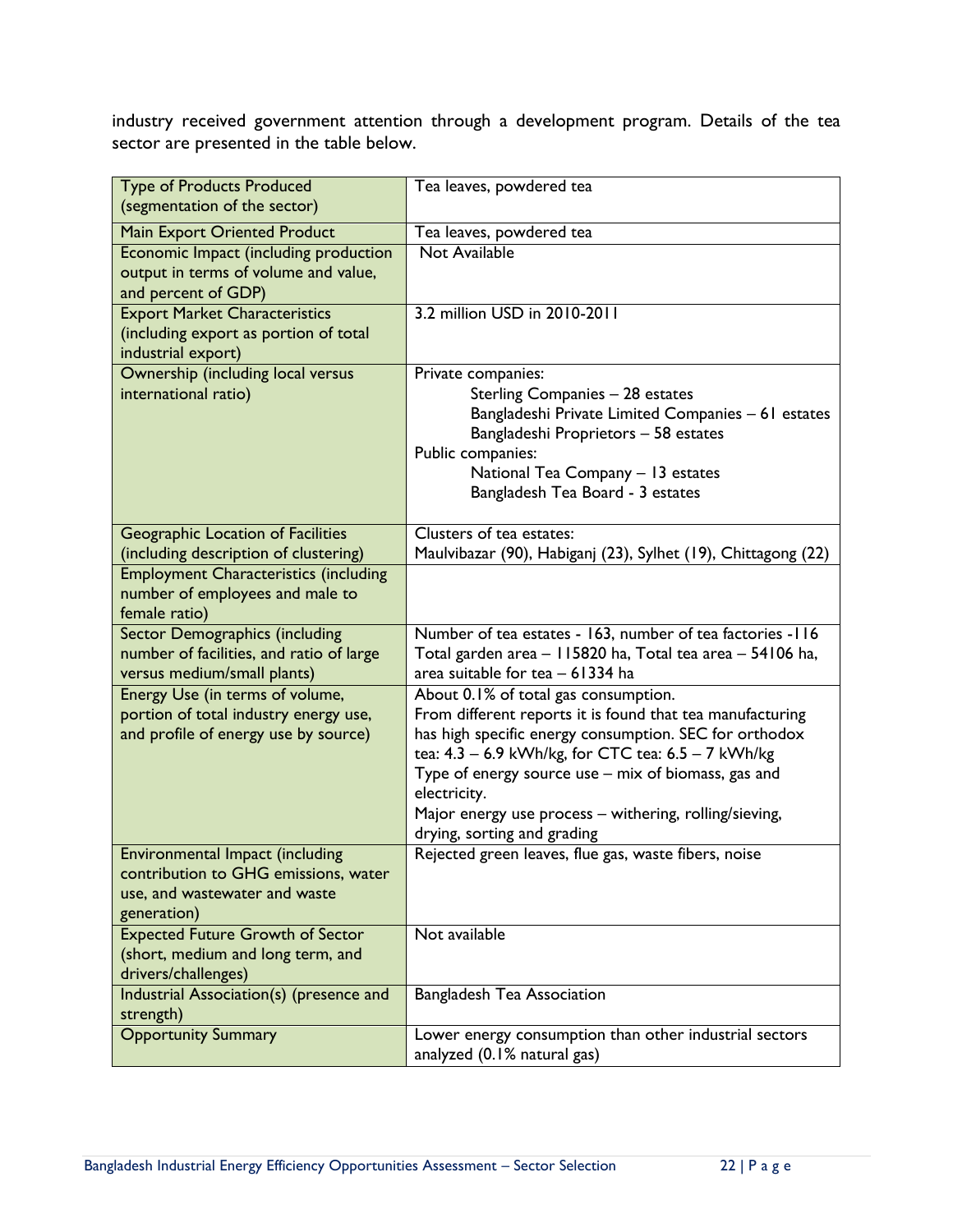industry received government attention through a development program. Details of the tea sector are presented in the table below.

| | |
|---|---|
| Type of Products Produced (segmentation of the sector) | Tea leaves, powdered tea |
| Main Export Oriented Product | Tea leaves, powdered tea |
| Economic Impact (including production output in terms of volume and value, and percent of GDP) | Not Available |
| Export Market Characteristics (including export as portion of total industrial export) | 3.2 million USD in 2010-2011 |
| Ownership (including local versus international ratio) | Private companies:<br>Sterling Companies – 28 estates<br>Bangladeshi Private Limited Companies – 61 estates<br>Bangladeshi Proprietors – 58 estates<br>Public companies:<br>National Tea Company – 13 estates<br>Bangladesh Tea Board - 3 estates |
| Geographic Location of Facilities (including description of clustering) | Clusters of tea estates:<br>Maulvibazar (90), Habiganj (23), Sylhet (19), Chittagong (22) |
| Employment Characteristics (including number of employees and male to female ratio) | |
| Sector Demographics (including number of facilities, and ratio of large versus medium/small plants) | Number of tea estates - 163, number of tea factories -116<br>Total garden area – 115820 ha, Total tea area – 54106 ha, area suitable for tea – 61334 ha |
| Energy Use (in terms of volume, portion of total industry energy use, and profile of energy use by source) | About 0.1% of total gas consumption.<br>From different reports it is found that tea manufacturing has high specific energy consumption. SEC for orthodox tea: 4.3 – 6.9 kWh/kg, for CTC tea: 6.5 – 7 kWh/kg<br>Type of energy source use – mix of biomass, gas and electricity.<br>Major energy use process – withering, rolling/sieving, drying, sorting and grading |
| Environmental Impact (including contribution to GHG emissions, water use, and wastewater and waste generation) | Rejected green leaves, flue gas, waste fibers, noise |
| Expected Future Growth of Sector (short, medium and long term, and drivers/challenges) | Not available |
| Industrial Association(s) (presence and strength) | Bangladesh Tea Association |
| Opportunity Summary | Lower energy consumption than other industrial sectors analyzed (0.1% natural gas) |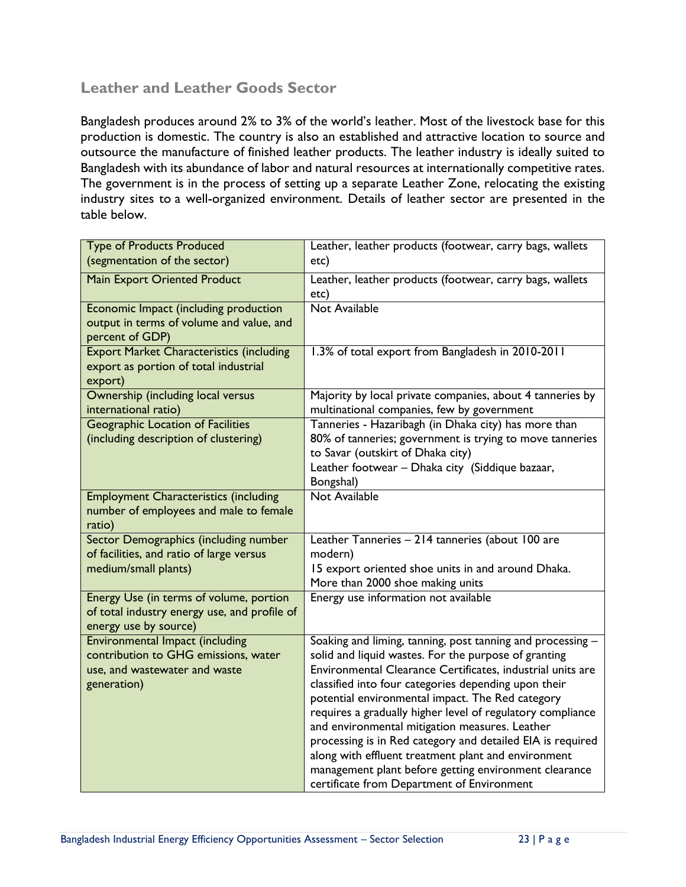## Leather and Leather Goods Sector

Bangladesh produces around 2% to 3% of the world's leather. Most of the livestock base for this production is domestic. The country is also an established and attractive location to source and outsource the manufacture of finished leather products. The leather industry is ideally suited to Bangladesh with its abundance of labor and natural resources at internationally competitive rates. The government is in the process of setting up a separate Leather Zone, relocating the existing industry sites to a well-organized environment. Details of leather sector are presented in the table below.

| Type of Products Produced (segmentation of the sector) | Leather, leather products (footwear, carry bags, wallets etc) |
|---|---|
| Main Export Oriented Product | Leather, leather products (footwear, carry bags, wallets etc) |
| Economic Impact (including production output in terms of volume and value, and percent of GDP) | Not Available |
| Export Market Characteristics (including export as portion of total industrial export) | 1.3% of total export from Bangladesh in 2010-2011 |
| Ownership (including local versus international ratio) | Majority by local private companies, about 4 tanneries by multinational companies, few by government |
| Geographic Location of Facilities (including description of clustering) | Tanneries - Hazaribagh (in Dhaka city) has more than 80% of tanneries; government is trying to move tanneries to Savar (outskirt of Dhaka city)<br>Leather footwear – Dhaka city (Siddique bazaar, Bongshal) |
| Employment Characteristics (including number of employees and male to female ratio) | Not Available |
| Sector Demographics (including number of facilities, and ratio of large versus medium/small plants) | Leather Tanneries – 214 tanneries (about 100 are modern)<br>15 export oriented shoe units in and around Dhaka. More than 2000 shoe making units |
| Energy Use (in terms of volume, portion of total industry energy use, and profile of energy use by source) | Energy use information not available |
| Environmental Impact (including contribution to GHG emissions, water use, and wastewater and waste generation) | Soaking and liming, tanning, post tanning and processing – solid and liquid wastes. For the purpose of granting Environmental Clearance Certificates, industrial units are classified into four categories depending upon their potential environmental impact. The Red category requires a gradually higher level of regulatory compliance and environmental mitigation measures. Leather processing is in Red category and detailed EIA is required along with effluent treatment plant and environment management plant before getting environment clearance certificate from Department of Environment |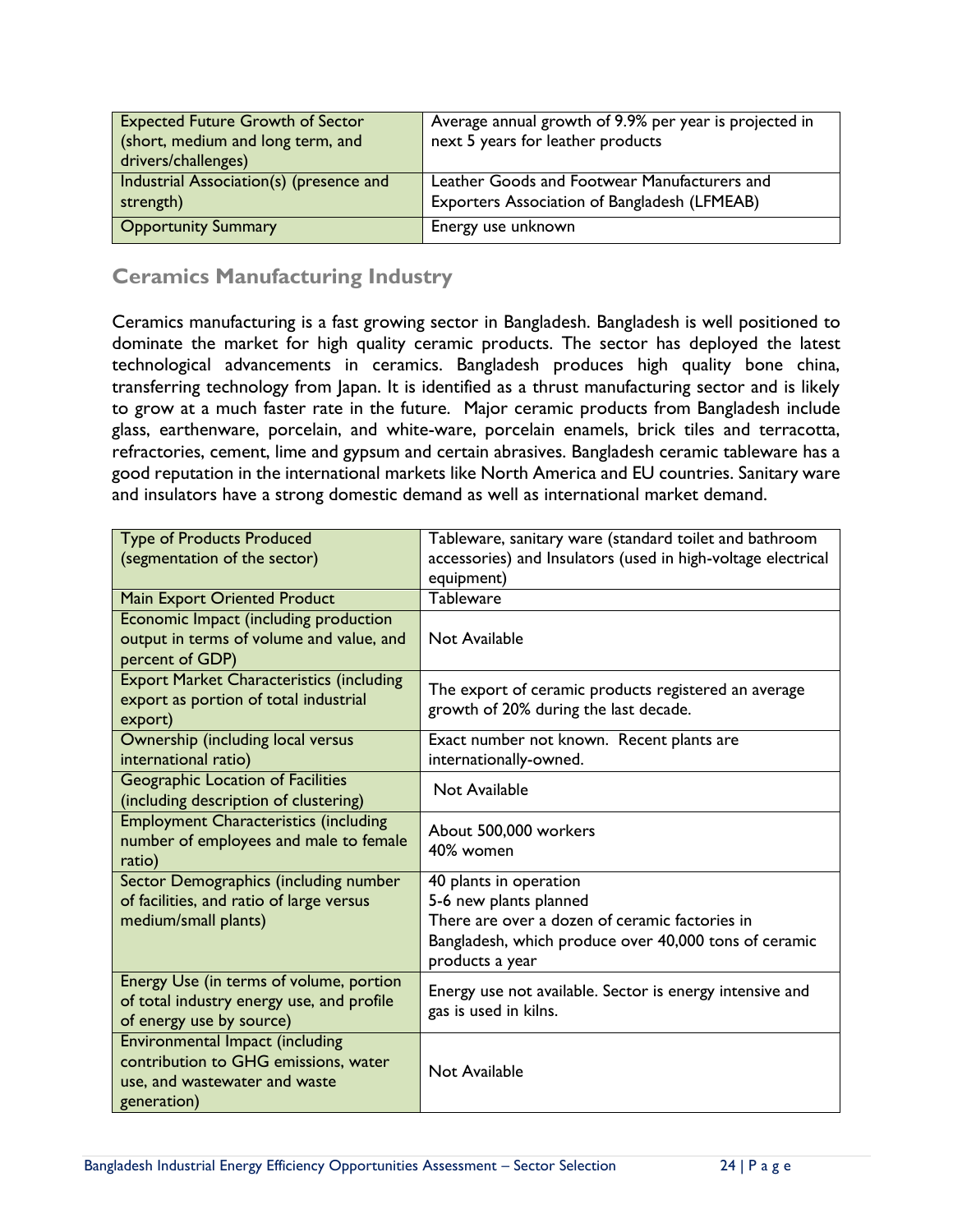| | |
|---|---|
| Expected Future Growth of Sector (short, medium and long term, and drivers/challenges) | Average annual growth of 9.9% per year is projected in next 5 years for leather products |
| Industrial Association(s) (presence and strength) | Leather Goods and Footwear Manufacturers and Exporters Association of Bangladesh (LFMEAB) |
| Opportunity Summary | Energy use unknown |

## Ceramics Manufacturing Industry

Ceramics manufacturing is a fast growing sector in Bangladesh. Bangladesh is well positioned to dominate the market for high quality ceramic products. The sector has deployed the latest technological advancements in ceramics. Bangladesh produces high quality bone china, transferring technology from Japan. It is identified as a thrust manufacturing sector and is likely to grow at a much faster rate in the future. Major ceramic products from Bangladesh include glass, earthenware, porcelain, and white-ware, porcelain enamels, brick tiles and terracotta, refractories, cement, lime and gypsum and certain abrasives. Bangladesh ceramic tableware has a good reputation in the international markets like North America and EU countries. Sanitary ware and insulators have a strong domestic demand as well as international market demand.

| | |
|---|---|
| Type of Products Produced (segmentation of the sector) | Tableware, sanitary ware (standard toilet and bathroom accessories) and Insulators (used in high-voltage electrical equipment) |
| Main Export Oriented Product | Tableware |
| Economic Impact (including production output in terms of volume and value, and percent of GDP) | Not Available |
| Export Market Characteristics (including export as portion of total industrial export) | The export of ceramic products registered an average growth of 20% during the last decade. |
| Ownership (including local versus international ratio) | Exact number not known. Recent plants are internationally-owned. |
| Geographic Location of Facilities (including description of clustering) | Not Available |
| Employment Characteristics (including number of employees and male to female ratio) | About 500,000 workers<br>40% women |
| Sector Demographics (including number of facilities, and ratio of large versus medium/small plants) | 40 plants in operation<br>5-6 new plants planned<br>There are over a dozen of ceramic factories in Bangladesh, which produce over 40,000 tons of ceramic products a year |
| Energy Use (in terms of volume, portion of total industry energy use, and profile of energy use by source) | Energy use not available. Sector is energy intensive and gas is used in kilns. |
| Environmental Impact (including contribution to GHG emissions, water use, and wastewater and waste generation) | Not Available |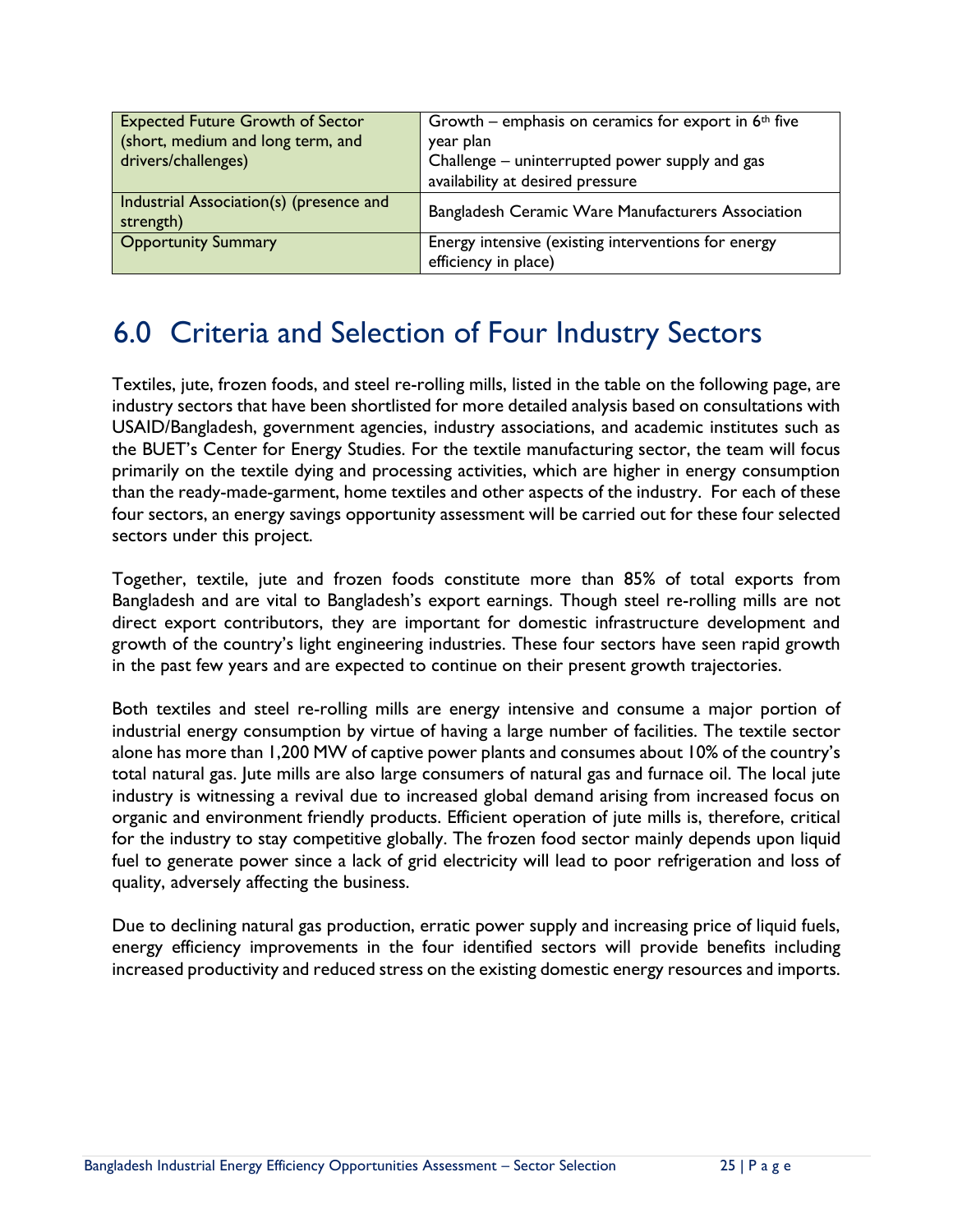| | |
|---|---|
| Expected Future Growth of Sector (short, medium and long term, and drivers/challenges) | Growth – emphasis on ceramics for export in 6th five year plan<br>Challenge – uninterrupted power supply and gas availability at desired pressure |
| Industrial Association(s) (presence and strength) | Bangladesh Ceramic Ware Manufacturers Association |
| Opportunity Summary | Energy intensive (existing interventions for energy efficiency in place) |

# 6.0 Criteria and Selection of Four Industry Sectors

Textiles, jute, frozen foods, and steel re-rolling mills, listed in the table on the following page, are industry sectors that have been shortlisted for more detailed analysis based on consultations with USAID/Bangladesh, government agencies, industry associations, and academic institutes such as the BUET's Center for Energy Studies. For the textile manufacturing sector, the team will focus primarily on the textile dying and processing activities, which are higher in energy consumption than the ready-made-garment, home textiles and other aspects of the industry. For each of these four sectors, an energy savings opportunity assessment will be carried out for these four selected sectors under this project.

Together, textile, jute and frozen foods constitute more than 85% of total exports from Bangladesh and are vital to Bangladesh's export earnings. Though steel re-rolling mills are not direct export contributors, they are important for domestic infrastructure development and growth of the country's light engineering industries. These four sectors have seen rapid growth in the past few years and are expected to continue on their present growth trajectories.

Both textiles and steel re-rolling mills are energy intensive and consume a major portion of industrial energy consumption by virtue of having a large number of facilities. The textile sector alone has more than 1,200 MW of captive power plants and consumes about 10% of the country's total natural gas. Jute mills are also large consumers of natural gas and furnace oil. The local jute industry is witnessing a revival due to increased global demand arising from increased focus on organic and environment friendly products. Efficient operation of jute mills is, therefore, critical for the industry to stay competitive globally. The frozen food sector mainly depends upon liquid fuel to generate power since a lack of grid electricity will lead to poor refrigeration and loss of quality, adversely affecting the business.

Due to declining natural gas production, erratic power supply and increasing price of liquid fuels, energy efficiency improvements in the four identified sectors will provide benefits including increased productivity and reduced stress on the existing domestic energy resources and imports.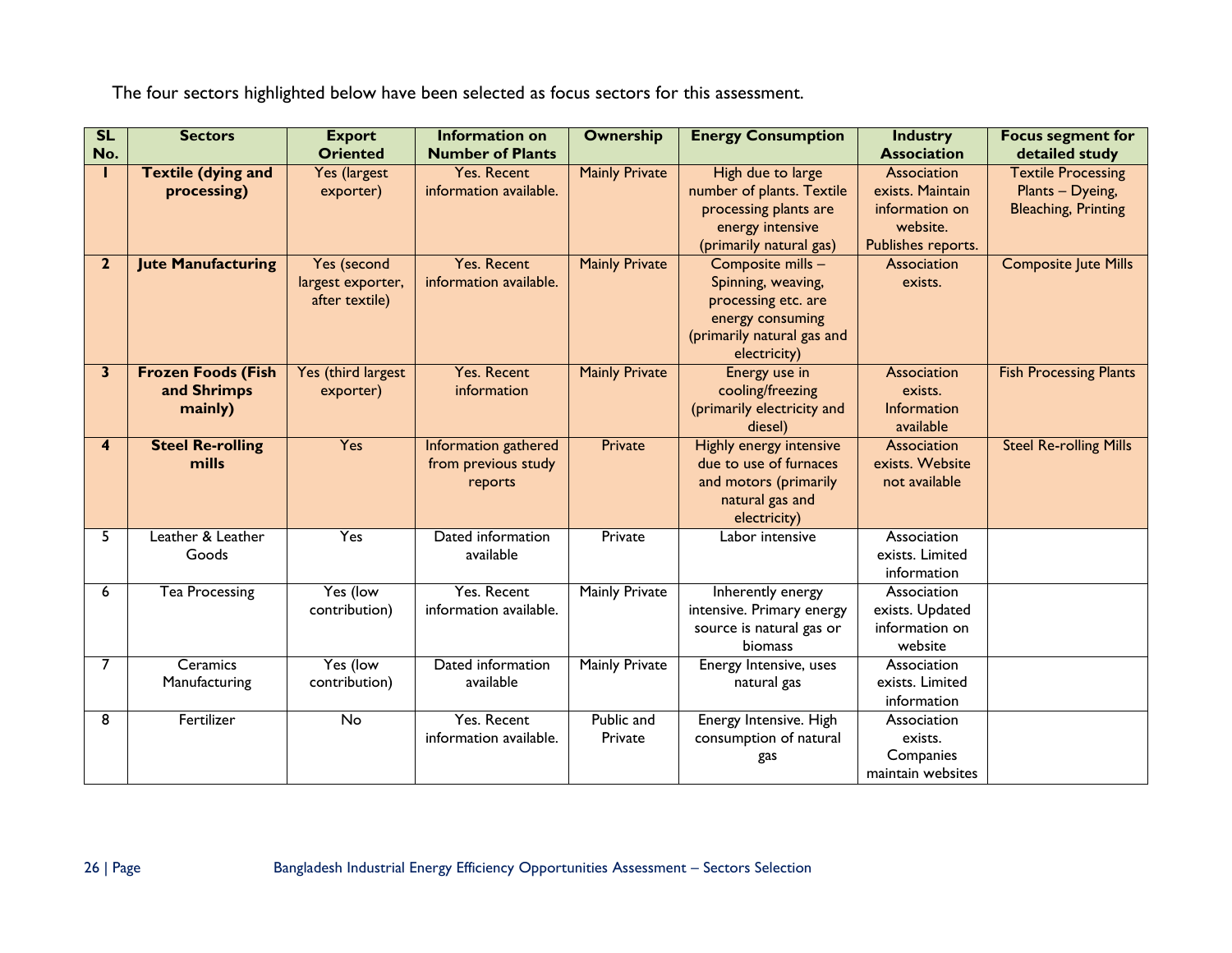The four sectors highlighted below have been selected as focus sectors for this assessment.

| SL No. | Sectors | Export Oriented | Information on Number of Plants | Ownership | Energy Consumption | Industry Association | Focus segment for detailed study |
|---|---|---|---|---|---|---|---|
| 1 | **Textile (dying and processing)** | Yes (largest exporter) | Yes. Recent information available. | Mainly Private | High due to large number of plants. Textile processing plants are energy intensive (primarily natural gas) | Association exists. Maintain information on website. Publishes reports. | Textile Processing Plants – Dyeing, Bleaching, Printing |
| 2 | **Jute Manufacturing** | Yes (second largest exporter, after textile) | Yes. Recent information available. | Mainly Private | Composite mills – Spinning, weaving, processing etc. are energy consuming (primarily natural gas and electricity) | Association exists. | Composite Jute Mills |
| 3 | **Frozen Foods (Fish and Shrimps mainly)** | Yes (third largest exporter) | Yes. Recent information | Mainly Private | Energy use in cooling/freezing (primarily electricity and diesel) | Association exists. Information available | Fish Processing Plants |
| 4 | **Steel Re-rolling mills** | Yes | Information gathered from previous study reports | Private | Highly energy intensive due to use of furnaces and motors (primarily natural gas and electricity) | Association exists. Website not available | Steel Re-rolling Mills |
| 5 | Leather & Leather Goods | Yes | Dated information available | Private | Labor intensive | Association exists. Limited information | |
| 6 | Tea Processing | Yes (low contribution) | Yes. Recent information available. | Mainly Private | Inherently energy intensive. Primary energy source is natural gas or biomass | Association exists. Updated information on website | |
| 7 | Ceramics Manufacturing | Yes (low contribution) | Dated information available | Mainly Private | Energy Intensive, uses natural gas | Association exists. Limited information | |
| 8 | Fertilizer | No | Yes. Recent information available. | Public and Private | Energy Intensive. High consumption of natural gas | Association exists. Companies maintain websites | |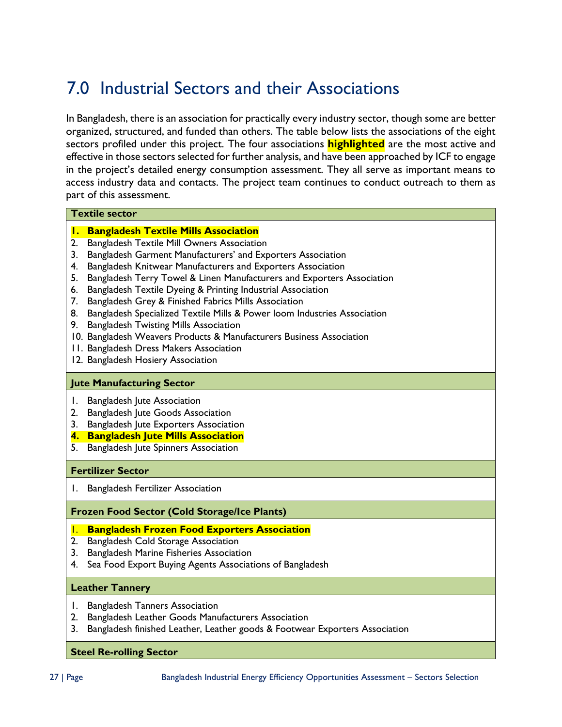# 7.0 Industrial Sectors and their Associations

In Bangladesh, there is an association for practically every industry sector, though some are better organized, structured, and funded than others. The table below lists the associations of the eight sectors profiled under this project. The four associations **highlighted** are the most active and effective in those sectors selected for further analysis, and have been approached by ICF to engage in the project's detailed energy consumption assessment. They all serve as important means to access industry data and contacts. The project team continues to conduct outreach to them as part of this assessment.

| **Textile sector** |
|---|
| 1. **Bangladesh Textile Mills Association**<br>2. Bangladesh Textile Mill Owners Association<br>3. Bangladesh Garment Manufacturers' and Exporters Association<br>4. Bangladesh Knitwear Manufacturers and Exporters Association<br>5. Bangladesh Terry Towel & Linen Manufacturers and Exporters Association<br>6. Bangladesh Textile Dyeing & Printing Industrial Association<br>7. Bangladesh Grey & Finished Fabrics Mills Association<br>8. Bangladesh Specialized Textile Mills & Power loom Industries Association<br>9. Bangladesh Twisting Mills Association<br>10. Bangladesh Weavers Products & Manufacturers Business Association<br>11. Bangladesh Dress Makers Association<br>12. Bangladesh Hosiery Association |
| **Jute Manufacturing Sector** |
| 1. Bangladesh Jute Association<br>2. Bangladesh Jute Goods Association<br>3. Bangladesh Jute Exporters Association<br>4. **Bangladesh Jute Mills Association**<br>5. Bangladesh Jute Spinners Association |
| **Fertilizer Sector** |
| 1. Bangladesh Fertilizer Association |
| **Frozen Food Sector (Cold Storage/Ice Plants)** |
| 1. **Bangladesh Frozen Food Exporters Association**<br>2. Bangladesh Cold Storage Association<br>3. Bangladesh Marine Fisheries Association<br>4. Sea Food Export Buying Agents Associations of Bangladesh |
| **Leather Tannery** |
| 1. Bangladesh Tanners Association<br>2. Bangladesh Leather Goods Manufacturers Association<br>3. Bangladesh finished Leather, Leather goods & Footwear Exporters Association |
| **Steel Re-rolling Sector** |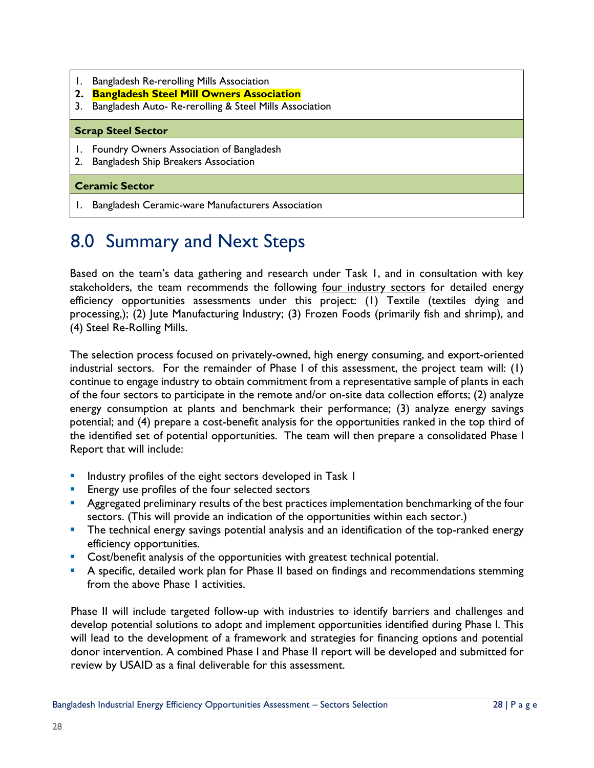| |
|---|
| 1. Bangladesh Re-rerolling Mills Association<br>2. **Bangladesh Steel Mill Owners Association**<br>3. Bangladesh Auto- Re-rerolling & Steel Mills Association |
| **Scrap Steel Sector** |
| 1. Foundry Owners Association of Bangladesh<br>2. Bangladesh Ship Breakers Association |
| **Ceramic Sector** |
| 1. Bangladesh Ceramic-ware Manufacturers Association |

# 8.0 Summary and Next Steps

Based on the team's data gathering and research under Task 1, and in consultation with key stakeholders, the team recommends the following four industry sectors for detailed energy efficiency opportunities assessments under this project: (1) Textile (textiles dying and processing,); (2) Jute Manufacturing Industry; (3) Frozen Foods (primarily fish and shrimp), and (4) Steel Re-Rolling Mills.

The selection process focused on privately-owned, high energy consuming, and export-oriented industrial sectors. For the remainder of Phase I of this assessment, the project team will: (1) continue to engage industry to obtain commitment from a representative sample of plants in each of the four sectors to participate in the remote and/or on-site data collection efforts; (2) analyze energy consumption at plants and benchmark their performance; (3) analyze energy savings potential; and (4) prepare a cost-benefit analysis for the opportunities ranked in the top third of the identified set of potential opportunities. The team will then prepare a consolidated Phase I Report that will include:

- Industry profiles of the eight sectors developed in Task 1
- Energy use profiles of the four selected sectors
- Aggregated preliminary results of the best practices implementation benchmarking of the four sectors. (This will provide an indication of the opportunities within each sector.)
- The technical energy savings potential analysis and an identification of the top-ranked energy efficiency opportunities.
- Cost/benefit analysis of the opportunities with greatest technical potential.
- A specific, detailed work plan for Phase II based on findings and recommendations stemming from the above Phase 1 activities.

Phase II will include targeted follow-up with industries to identify barriers and challenges and develop potential solutions to adopt and implement opportunities identified during Phase I. This will lead to the development of a framework and strategies for financing options and potential donor intervention. A combined Phase I and Phase II report will be developed and submitted for review by USAID as a final deliverable for this assessment.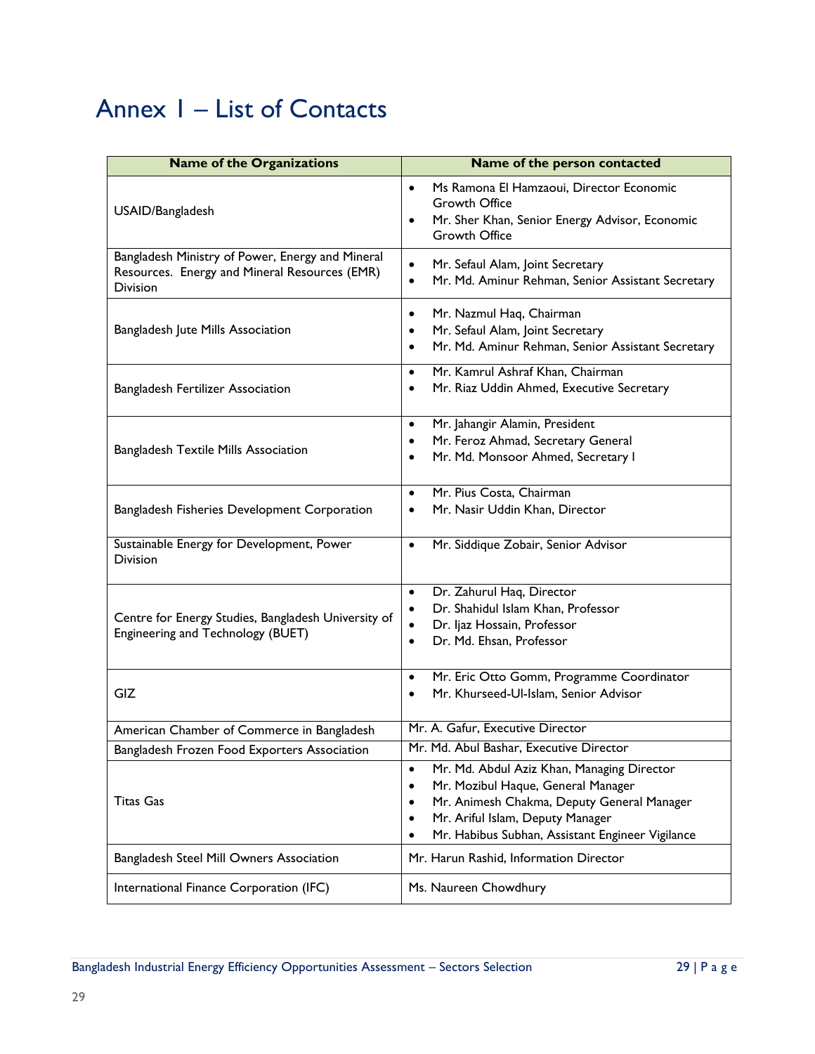# Annex I – List of Contacts

| Name of the Organizations | Name of the person contacted |
|---|---|
| USAID/Bangladesh | • Ms Ramona El Hamzaoui, Director Economic Growth Office<br>• Mr. Sher Khan, Senior Energy Advisor, Economic Growth Office |
| Bangladesh Ministry of Power, Energy and Mineral Resources. Energy and Mineral Resources (EMR) Division | • Mr. Sefaul Alam, Joint Secretary<br>• Mr. Md. Aminur Rehman, Senior Assistant Secretary |
| Bangladesh Jute Mills Association | • Mr. Nazmul Haq, Chairman<br>• Mr. Sefaul Alam, Joint Secretary<br>• Mr. Md. Aminur Rehman, Senior Assistant Secretary |
| Bangladesh Fertilizer Association | • Mr. Kamrul Ashraf Khan, Chairman<br>• Mr. Riaz Uddin Ahmed, Executive Secretary |
| Bangladesh Textile Mills Association | • Mr. Jahangir Alamin, President<br>• Mr. Feroz Ahmad, Secretary General<br>• Mr. Md. Monsoor Ahmed, Secretary I |
| Bangladesh Fisheries Development Corporation | • Mr. Pius Costa, Chairman<br>• Mr. Nasir Uddin Khan, Director |
| Sustainable Energy for Development, Power Division | • Mr. Siddique Zobair, Senior Advisor |
| Centre for Energy Studies, Bangladesh University of Engineering and Technology (BUET) | • Dr. Zahurul Haq, Director<br>• Dr. Shahidul Islam Khan, Professor<br>• Dr. Ijaz Hossain, Professor<br>• Dr. Md. Ehsan, Professor |
| GIZ | • Mr. Eric Otto Gomm, Programme Coordinator<br>• Mr. Khurseed-Ul-Islam, Senior Advisor |
| American Chamber of Commerce in Bangladesh | Mr. A. Gafur, Executive Director |
| Bangladesh Frozen Food Exporters Association | Mr. Md. Abul Bashar, Executive Director |
| Titas Gas | • Mr. Md. Abdul Aziz Khan, Managing Director<br>• Mr. Mozibul Haque, General Manager<br>• Mr. Animesh Chakma, Deputy General Manager<br>• Mr. Ariful Islam, Deputy Manager<br>• Mr. Habibus Subhan, Assistant Engineer Vigilance |
| Bangladesh Steel Mill Owners Association | Mr. Harun Rashid, Information Director |
| International Finance Corporation (IFC) | Ms. Naureen Chowdhury |